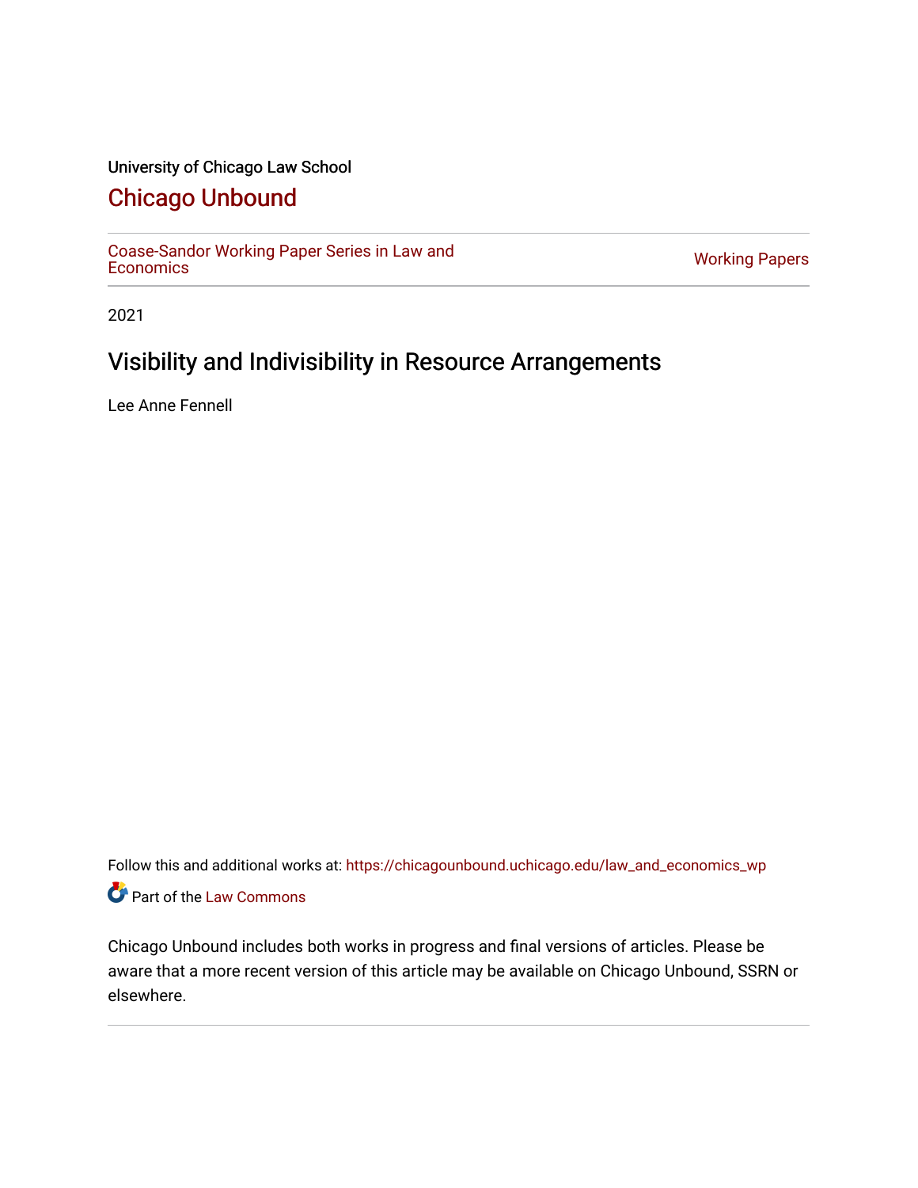University of Chicago Law School

# Chicago Unbound

Coase-Sandor Working Paper Series in Law and Economics | Working Papers

2021

## Visibility and Indivisibility in Resource Arrangements

Lee Anne Fennell

Follow this and additional works at: https://chicagounbound.uchicago.edu/law_and_economics_wp

Part of the Law Commons

Chicago Unbound includes both works in progress and final versions of articles. Please be aware that a more recent version of this article may be available on Chicago Unbound, SSRN or elsewhere.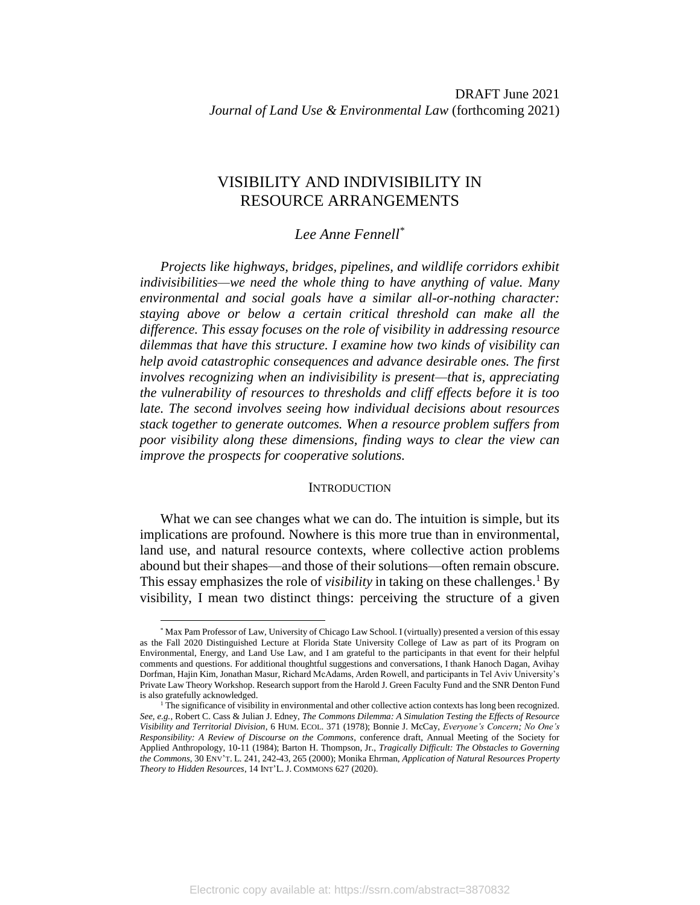DRAFT June 2021
*Journal of Land Use & Environmental Law* (forthcoming 2021)

# VISIBILITY AND INDIVISIBILITY IN RESOURCE ARRANGEMENTS

*Lee Anne Fennell*[*]

*Projects like highways, bridges, pipelines, and wildlife corridors exhibit indivisibilities—we need the whole thing to have anything of value. Many environmental and social goals have a similar all-or-nothing character: staying above or below a certain critical threshold can make all the difference. This essay focuses on the role of visibility in addressing resource dilemmas that have this structure. I examine how two kinds of visibility can help avoid catastrophic consequences and advance desirable ones. The first involves recognizing when an indivisibility is present—that is, appreciating the vulnerability of resources to thresholds and cliff effects before it is too late. The second involves seeing how individual decisions about resources stack together to generate outcomes. When a resource problem suffers from poor visibility along these dimensions, finding ways to clear the view can improve the prospects for cooperative solutions.*

## INTRODUCTION

What we can see changes what we can do. The intuition is simple, but its implications are profound. Nowhere is this more true than in environmental, land use, and natural resource contexts, where collective action problems abound but their shapes—and those of their solutions—often remain obscure. This essay emphasizes the role of *visibility* in taking on these challenges.[1] By visibility, I mean two distinct things: perceiving the structure of a given

---

[*] Max Pam Professor of Law, University of Chicago Law School. I (virtually) presented a version of this essay as the Fall 2020 Distinguished Lecture at Florida State University College of Law as part of its Program on Environmental, Energy, and Land Use Law, and I am grateful to the participants in that event for their helpful comments and questions. For additional thoughtful suggestions and conversations, I thank Hanoch Dagan, Avihay Dorfman, Hajin Kim, Jonathan Masur, Richard McAdams, Arden Rowell, and participants in Tel Aviv University's Private Law Theory Workshop. Research support from the Harold J. Green Faculty Fund and the SNR Denton Fund is also gratefully acknowledged.

[1] The significance of visibility in environmental and other collective action contexts has long been recognized. *See, e.g.*, Robert C. Cass & Julian J. Edney, *The Commons Dilemma: A Simulation Testing the Effects of Resource Visibility and Territorial Division*, 6 HUM. ECOL. 371 (1978); Bonnie J. McCay, *Everyone's Concern; No One's Responsibility: A Review of Discourse on the Commons*, conference draft, Annual Meeting of the Society for Applied Anthropology, 10-11 (1984); Barton H. Thompson, Jr., *Tragically Difficult: The Obstacles to Governing the Commons*, 30 ENV'T. L. 241, 242-43, 265 (2000); Monika Ehrman, *Application of Natural Resources Property Theory to Hidden Resources*, 14 INT'L. J. COMMONS 627 (2020).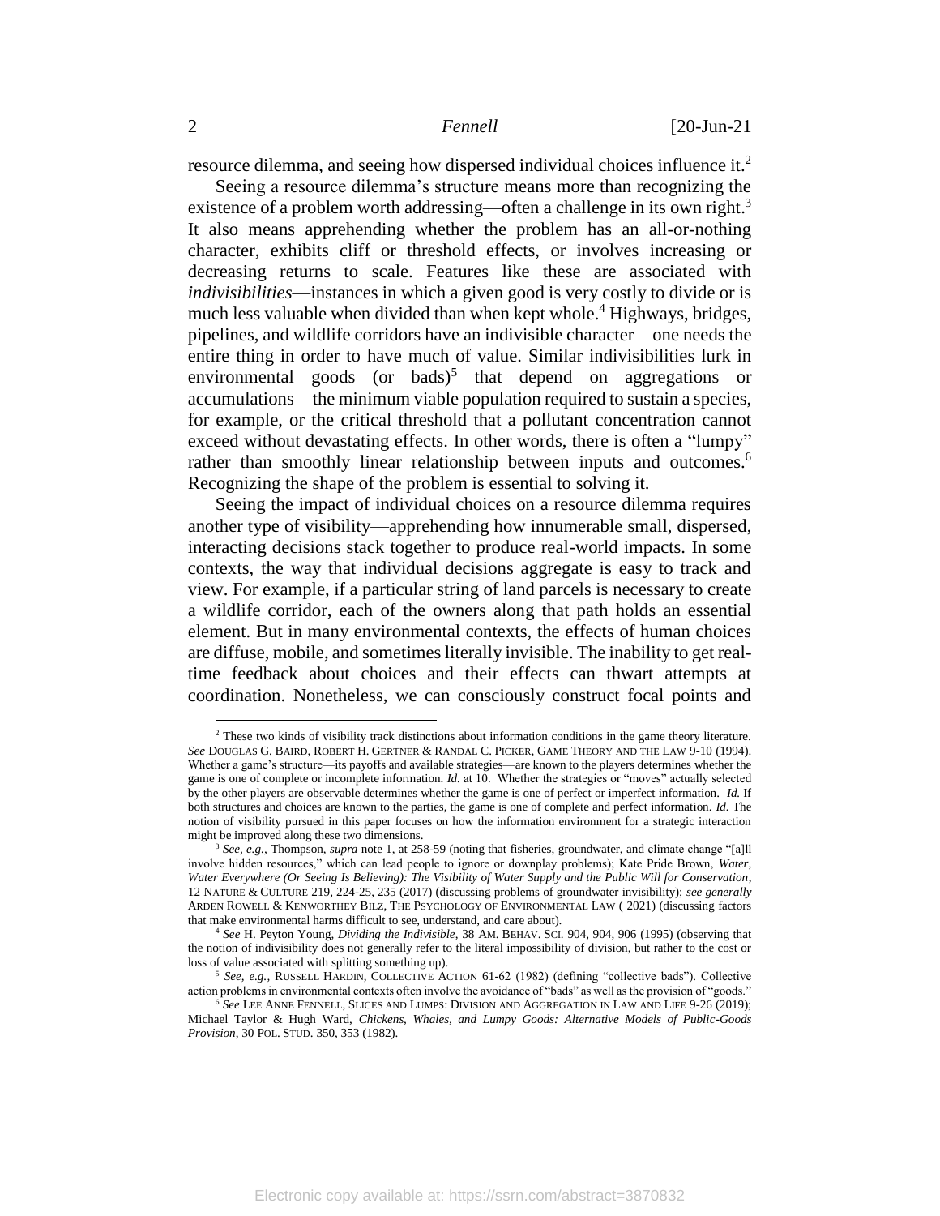resource dilemma, and seeing how dispersed individual choices influence it.[2]

Seeing a resource dilemma's structure means more than recognizing the existence of a problem worth addressing—often a challenge in its own right.[3] It also means apprehending whether the problem has an all-or-nothing character, exhibits cliff or threshold effects, or involves increasing or decreasing returns to scale. Features like these are associated with *indivisibilities*—instances in which a given good is very costly to divide or is much less valuable when divided than when kept whole.[4] Highways, bridges, pipelines, and wildlife corridors have an indivisible character—one needs the entire thing in order to have much of value. Similar indivisibilities lurk in environmental goods (or bads)[5] that depend on aggregations or accumulations—the minimum viable population required to sustain a species, for example, or the critical threshold that a pollutant concentration cannot exceed without devastating effects. In other words, there is often a "lumpy" rather than smoothly linear relationship between inputs and outcomes.[6] Recognizing the shape of the problem is essential to solving it.

Seeing the impact of individual choices on a resource dilemma requires another type of visibility—apprehending how innumerable small, dispersed, interacting decisions stack together to produce real-world impacts. In some contexts, the way that individual decisions aggregate is easy to track and view. For example, if a particular string of land parcels is necessary to create a wildlife corridor, each of the owners along that path holds an essential element. But in many environmental contexts, the effects of human choices are diffuse, mobile, and sometimes literally invisible. The inability to get real-time feedback about choices and their effects can thwart attempts at coordination. Nonetheless, we can consciously construct focal points and

---

[2] These two kinds of visibility track distinctions about information conditions in the game theory literature. *See* DOUGLAS G. BAIRD, ROBERT H. GERTNER & RANDAL C. PICKER, GAME THEORY AND THE LAW 9-10 (1994). Whether a game's structure—its payoffs and available strategies—are known to the players determines whether the game is one of complete or incomplete information. *Id.* at 10. Whether the strategies or "moves" actually selected by the other players are observable determines whether the game is one of perfect or imperfect information. *Id.* If both structures and choices are known to the parties, the game is one of complete and perfect information. *Id.* The notion of visibility pursued in this paper focuses on how the information environment for a strategic interaction might be improved along these two dimensions.

[3] *See, e.g.*, Thompson, *supra* note 1, at 258-59 (noting that fisheries, groundwater, and climate change "[a]ll involve hidden resources," which can lead people to ignore or downplay problems); Kate Pride Brown, *Water, Water Everywhere (Or Seeing Is Believing): The Visibility of Water Supply and the Public Will for Conservation*, 12 NATURE & CULTURE 219, 224-25, 235 (2017) (discussing problems of groundwater invisibility); *see generally* ARDEN ROWELL & KENWORTHEY BILZ, THE PSYCHOLOGY OF ENVIRONMENTAL LAW ( 2021) (discussing factors that make environmental harms difficult to see, understand, and care about).

[4] *See* H. Peyton Young, *Dividing the Indivisible*, 38 AM. BEHAV. SCI. 904, 904, 906 (1995) (observing that the notion of indivisibility does not generally refer to the literal impossibility of division, but rather to the cost or loss of value associated with splitting something up).

[5] *See, e.g.*, RUSSELL HARDIN, COLLECTIVE ACTION 61-62 (1982) (defining "collective bads"). Collective action problems in environmental contexts often involve the avoidance of "bads" as well as the provision of "goods."

[6] *See* LEE ANNE FENNELL, SLICES AND LUMPS: DIVISION AND AGGREGATION IN LAW AND LIFE 9-26 (2019); Michael Taylor & Hugh Ward, *Chickens, Whales, and Lumpy Goods: Alternative Models of Public-Goods Provision*, 30 POL. STUD. 350, 353 (1982).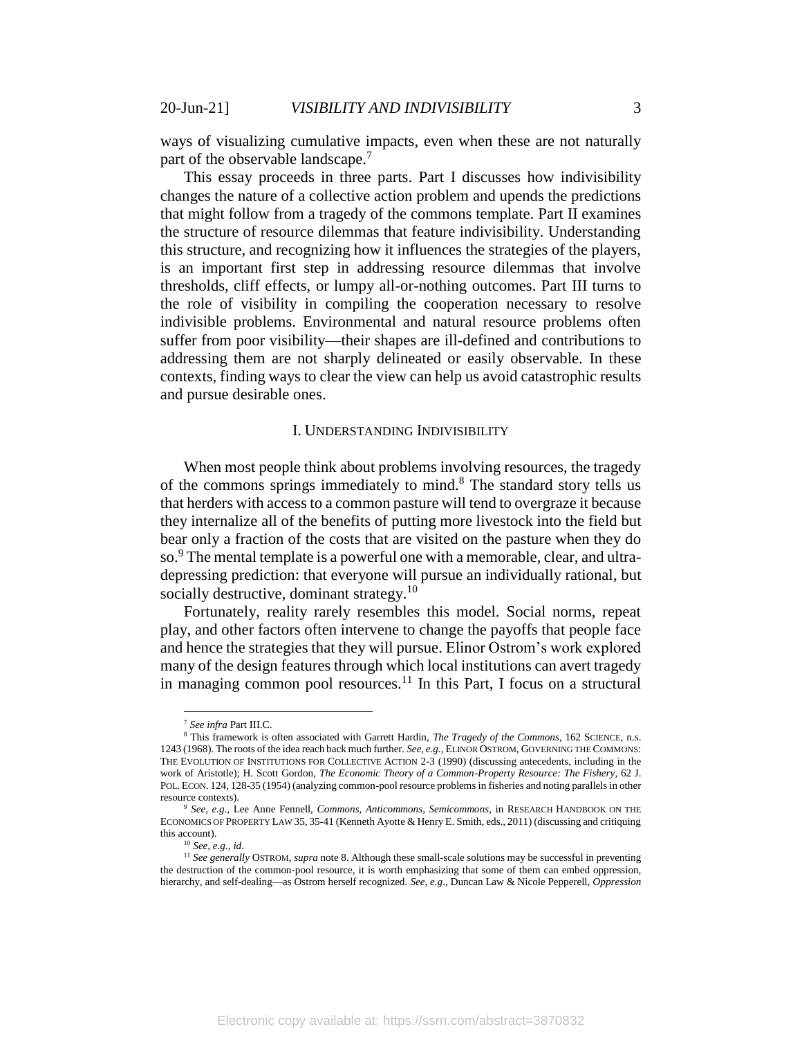ways of visualizing cumulative impacts, even when these are not naturally part of the observable landscape.[7]

This essay proceeds in three parts. Part I discusses how indivisibility changes the nature of a collective action problem and upends the predictions that might follow from a tragedy of the commons template. Part II examines the structure of resource dilemmas that feature indivisibility. Understanding this structure, and recognizing how it influences the strategies of the players, is an important first step in addressing resource dilemmas that involve thresholds, cliff effects, or lumpy all-or-nothing outcomes. Part III turns to the role of visibility in compiling the cooperation necessary to resolve indivisible problems. Environmental and natural resource problems often suffer from poor visibility—their shapes are ill-defined and contributions to addressing them are not sharply delineated or easily observable. In these contexts, finding ways to clear the view can help us avoid catastrophic results and pursue desirable ones.

## I. Understanding Indivisibility

When most people think about problems involving resources, the tragedy of the commons springs immediately to mind.[8] The standard story tells us that herders with access to a common pasture will tend to overgraze it because they internalize all of the benefits of putting more livestock into the field but bear only a fraction of the costs that are visited on the pasture when they do so.[9] The mental template is a powerful one with a memorable, clear, and ultra-depressing prediction: that everyone will pursue an individually rational, but socially destructive, dominant strategy.[10]

Fortunately, reality rarely resembles this model. Social norms, repeat play, and other factors often intervene to change the payoffs that people face and hence the strategies that they will pursue. Elinor Ostrom's work explored many of the design features through which local institutions can avert tragedy in managing common pool resources.[11] In this Part, I focus on a structural

---

[7] *See infra* Part III.C.

[8] This framework is often associated with Garrett Hardin, *The Tragedy of the Commons*, 162 SCIENCE, n.s. 1243 (1968). The roots of the idea reach back much further. *See, e.g.*, ELINOR OSTROM, GOVERNING THE COMMONS: THE EVOLUTION OF INSTITUTIONS FOR COLLECTIVE ACTION 2-3 (1990) (discussing antecedents, including in the work of Aristotle); H. Scott Gordon, *The Economic Theory of a Common-Property Resource: The Fishery*, 62 J. POL. ECON. 124, 128-35 (1954) (analyzing common-pool resource problems in fisheries and noting parallels in other resource contexts).

[9] *See, e.g.*, Lee Anne Fennell, *Commons, Anticommons, Semicommons*, in RESEARCH HANDBOOK ON THE ECONOMICS OF PROPERTY LAW 35, 35-41 (Kenneth Ayotte & Henry E. Smith, eds., 2011) (discussing and critiquing this account).

[10] *See, e.g.*, *id*.

[11] *See generally* OSTROM, *supra* note 8. Although these small-scale solutions may be successful in preventing the destruction of the common-pool resource, it is worth emphasizing that some of them can embed oppression, hierarchy, and self-dealing—as Ostrom herself recognized. *See, e.g*., Duncan Law & Nicole Pepperell, *Oppression*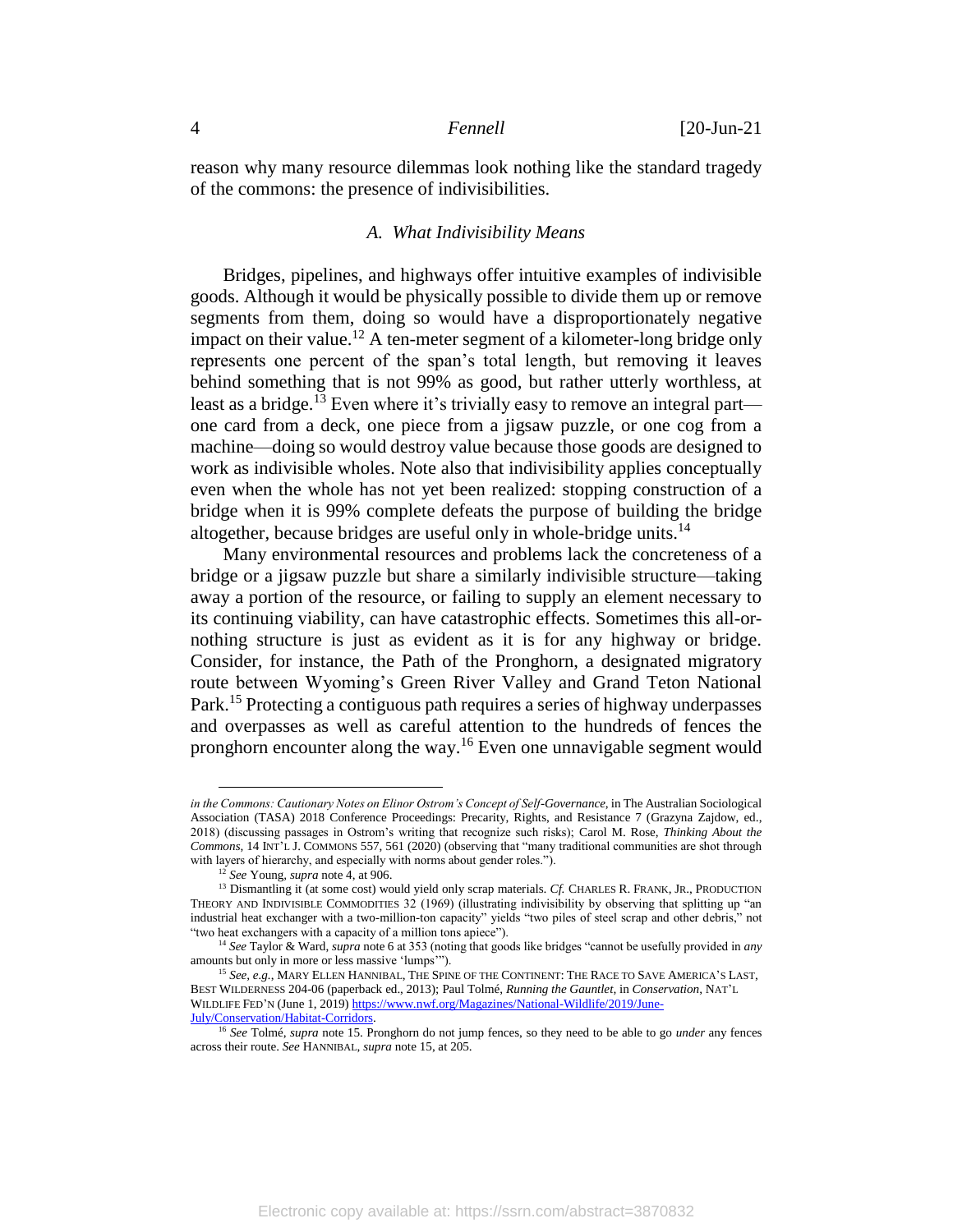reason why many resource dilemmas look nothing like the standard tragedy of the commons: the presence of indivisibilities.

### *A. What Indivisibility Means*

Bridges, pipelines, and highways offer intuitive examples of indivisible goods. Although it would be physically possible to divide them up or remove segments from them, doing so would have a disproportionately negative impact on their value.[12] A ten-meter segment of a kilometer-long bridge only represents one percent of the span's total length, but removing it leaves behind something that is not 99% as good, but rather utterly worthless, at least as a bridge.[13] Even where it's trivially easy to remove an integral part—one card from a deck, one piece from a jigsaw puzzle, or one cog from a machine—doing so would destroy value because those goods are designed to work as indivisible wholes. Note also that indivisibility applies conceptually even when the whole has not yet been realized: stopping construction of a bridge when it is 99% complete defeats the purpose of building the bridge altogether, because bridges are useful only in whole-bridge units.[14]

Many environmental resources and problems lack the concreteness of a bridge or a jigsaw puzzle but share a similarly indivisible structure—taking away a portion of the resource, or failing to supply an element necessary to its continuing viability, can have catastrophic effects. Sometimes this all-or-nothing structure is just as evident as it is for any highway or bridge. Consider, for instance, the Path of the Pronghorn, a designated migratory route between Wyoming's Green River Valley and Grand Teton National Park.[15] Protecting a contiguous path requires a series of highway underpasses and overpasses as well as careful attention to the hundreds of fences the pronghorn encounter along the way.[16] Even one unnavigable segment would

---

*in the Commons: Cautionary Notes on Elinor Ostrom's Concept of Self-Governance*, in The Australian Sociological Association (TASA) 2018 Conference Proceedings: Precarity, Rights, and Resistance 7 (Grazyna Zajdow, ed., 2018) (discussing passages in Ostrom's writing that recognize such risks); Carol M. Rose, *Thinking About the Commons*, 14 INT'L J. COMMONS 557, 561 (2020) (observing that "many traditional communities are shot through with layers of hierarchy, and especially with norms about gender roles.").

[12] *See* Young, *supra* note 4, at 906.

[13] Dismantling it (at some cost) would yield only scrap materials. *Cf.* CHARLES R. FRANK, JR., PRODUCTION THEORY AND INDIVISIBLE COMMODITIES 32 (1969) (illustrating indivisibility by observing that splitting up "an industrial heat exchanger with a two-million-ton capacity" yields "two piles of steel scrap and other debris," not "two heat exchangers with a capacity of a million tons apiece").

[14] *See* Taylor & Ward, *supra* note 6 at 353 (noting that goods like bridges "cannot be usefully provided in *any* amounts but only in more or less massive 'lumps'").

[15] *See, e.g.*, MARY ELLEN HANNIBAL, THE SPINE OF THE CONTINENT: THE RACE TO SAVE AMERICA'S LAST, BEST WILDERNESS 204-06 (paperback ed., 2013); Paul Tolmé, *Running the Gauntlet*, in *Conservation*, NAT'L WILDLIFE FED'N (June 1, 2019) https://www.nwf.org/Magazines/National-Wildlife/2019/June-July/Conservation/Habitat-Corridors.

[16] *See* Tolmé, *supra* note 15. Pronghorn do not jump fences, so they need to be able to go *under* any fences across their route. *See* HANNIBAL, *supra* note 15, at 205.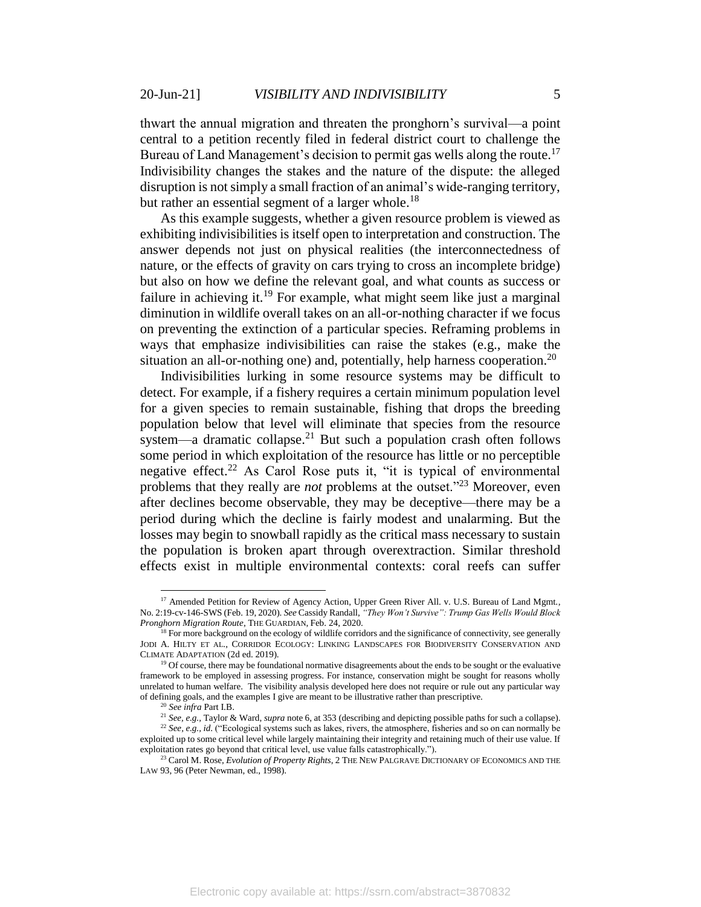thwart the annual migration and threaten the pronghorn's survival—a point central to a petition recently filed in federal district court to challenge the Bureau of Land Management's decision to permit gas wells along the route.[17] Indivisibility changes the stakes and the nature of the dispute: the alleged disruption is not simply a small fraction of an animal's wide-ranging territory, but rather an essential segment of a larger whole.[18]

As this example suggests, whether a given resource problem is viewed as exhibiting indivisibilities is itself open to interpretation and construction. The answer depends not just on physical realities (the interconnectedness of nature, or the effects of gravity on cars trying to cross an incomplete bridge) but also on how we define the relevant goal, and what counts as success or failure in achieving it.[19] For example, what might seem like just a marginal diminution in wildlife overall takes on an all-or-nothing character if we focus on preventing the extinction of a particular species. Reframing problems in ways that emphasize indivisibilities can raise the stakes (e.g., make the situation an all-or-nothing one) and, potentially, help harness cooperation.[20]

Indivisibilities lurking in some resource systems may be difficult to detect. For example, if a fishery requires a certain minimum population level for a given species to remain sustainable, fishing that drops the breeding population below that level will eliminate that species from the resource system—a dramatic collapse.[21] But such a population crash often follows some period in which exploitation of the resource has little or no perceptible negative effect.[22] As Carol Rose puts it, "it is typical of environmental problems that they really are *not* problems at the outset."[23] Moreover, even after declines become observable, they may be deceptive—there may be a period during which the decline is fairly modest and unalarming. But the losses may begin to snowball rapidly as the critical mass necessary to sustain the population is broken apart through overextraction. Similar threshold effects exist in multiple environmental contexts: coral reefs can suffer

---

[17] Amended Petition for Review of Agency Action, Upper Green River All. v. U.S. Bureau of Land Mgmt., No. 2:19-cv-146-SWS (Feb. 19, 2020). *See* Cassidy Randall, *"They Won't Survive": Trump Gas Wells Would Block Pronghorn Migration Route*, THE GUARDIAN, Feb. 24, 2020.

[18] For more background on the ecology of wildlife corridors and the significance of connectivity, see generally JODI A. HILTY ET AL., CORRIDOR ECOLOGY: LINKING LANDSCAPES FOR BIODIVERSITY CONSERVATION AND CLIMATE ADAPTATION (2d ed. 2019).

[19] Of course, there may be foundational normative disagreements about the ends to be sought or the evaluative framework to be employed in assessing progress. For instance, conservation might be sought for reasons wholly unrelated to human welfare. The visibility analysis developed here does not require or rule out any particular way of defining goals, and the examples I give are meant to be illustrative rather than prescriptive.

[20] *See infra* Part I.B.

[21] *See, e.g.*, Taylor & Ward, *supra* note 6, at 353 (describing and depicting possible paths for such a collapse).

[22] *See, e.g.*, *id.* ("Ecological systems such as lakes, rivers, the atmosphere, fisheries and so on can normally be exploited up to some critical level while largely maintaining their integrity and retaining much of their use value. If exploitation rates go beyond that critical level, use value falls catastrophically.").

[23] Carol M. Rose, *Evolution of Property Rights*, 2 THE NEW PALGRAVE DICTIONARY OF ECONOMICS AND THE LAW 93, 96 (Peter Newman, ed., 1998).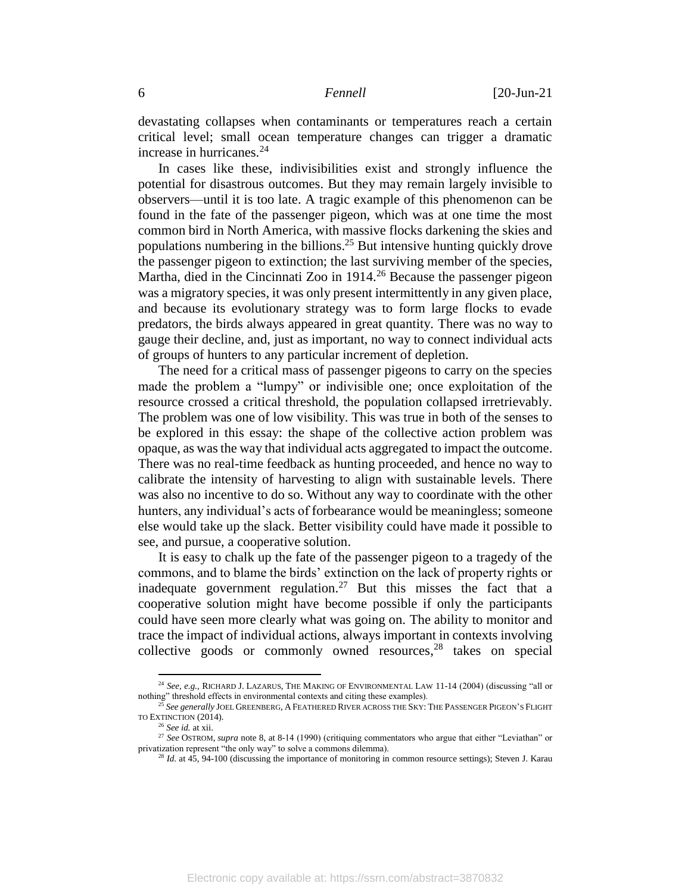devastating collapses when contaminants or temperatures reach a certain critical level; small ocean temperature changes can trigger a dramatic increase in hurricanes.[24]

In cases like these, indivisibilities exist and strongly influence the potential for disastrous outcomes. But they may remain largely invisible to observers—until it is too late. A tragic example of this phenomenon can be found in the fate of the passenger pigeon, which was at one time the most common bird in North America, with massive flocks darkening the skies and populations numbering in the billions.[25] But intensive hunting quickly drove the passenger pigeon to extinction; the last surviving member of the species, Martha, died in the Cincinnati Zoo in 1914.[26] Because the passenger pigeon was a migratory species, it was only present intermittently in any given place, and because its evolutionary strategy was to form large flocks to evade predators, the birds always appeared in great quantity. There was no way to gauge their decline, and, just as important, no way to connect individual acts of groups of hunters to any particular increment of depletion.

The need for a critical mass of passenger pigeons to carry on the species made the problem a "lumpy" or indivisible one; once exploitation of the resource crossed a critical threshold, the population collapsed irretrievably. The problem was one of low visibility. This was true in both of the senses to be explored in this essay: the shape of the collective action problem was opaque, as was the way that individual acts aggregated to impact the outcome. There was no real-time feedback as hunting proceeded, and hence no way to calibrate the intensity of harvesting to align with sustainable levels. There was also no incentive to do so. Without any way to coordinate with the other hunters, any individual's acts of forbearance would be meaningless; someone else would take up the slack. Better visibility could have made it possible to see, and pursue, a cooperative solution.

It is easy to chalk up the fate of the passenger pigeon to a tragedy of the commons, and to blame the birds' extinction on the lack of property rights or inadequate government regulation.[27] But this misses the fact that a cooperative solution might have become possible if only the participants could have seen more clearly what was going on. The ability to monitor and trace the impact of individual actions, always important in contexts involving collective goods or commonly owned resources,[28] takes on special

---

[24] *See, e.g.*, RICHARD J. LAZARUS, THE MAKING OF ENVIRONMENTAL LAW 11-14 (2004) (discussing "all or nothing" threshold effects in environmental contexts and citing these examples).

[25] *See generally* JOEL GREENBERG, A FEATHERED RIVER ACROSS THE SKY: THE PASSENGER PIGEON'S FLIGHT TO EXTINCTION (2014).

[26] *See id.* at xii.

[27] *See* OSTROM, *supra* note 8, at 8-14 (1990) (critiquing commentators who argue that either "Leviathan" or privatization represent "the only way" to solve a commons dilemma).

[28] *Id.* at 45, 94-100 (discussing the importance of monitoring in common resource settings); Steven J. Karau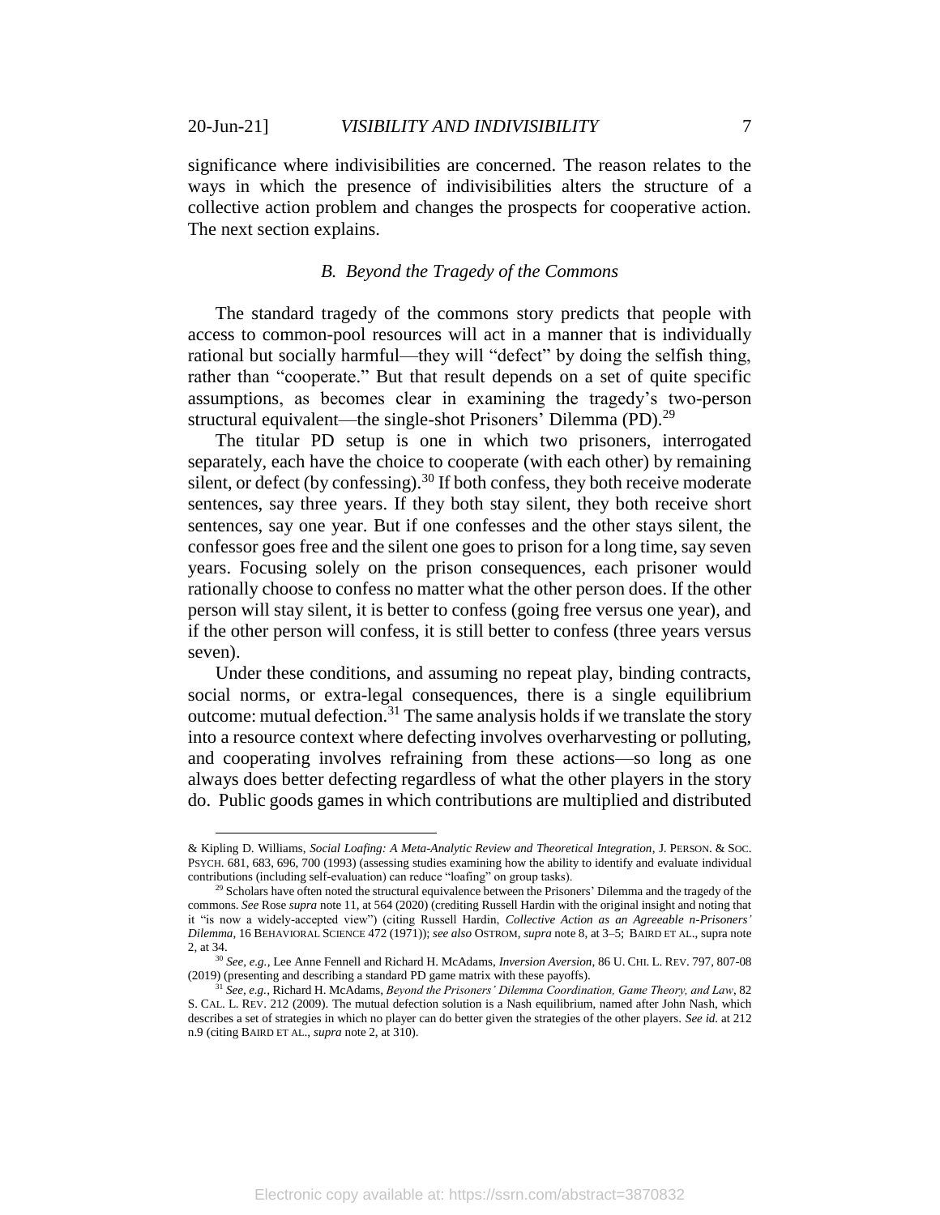significance where indivisibilities are concerned. The reason relates to the ways in which the presence of indivisibilities alters the structure of a collective action problem and changes the prospects for cooperative action. The next section explains.

### *B. Beyond the Tragedy of the Commons*

The standard tragedy of the commons story predicts that people with access to common-pool resources will act in a manner that is individually rational but socially harmful—they will "defect" by doing the selfish thing, rather than "cooperate." But that result depends on a set of quite specific assumptions, as becomes clear in examining the tragedy's two-person structural equivalent—the single-shot Prisoners' Dilemma (PD).[29]

The titular PD setup is one in which two prisoners, interrogated separately, each have the choice to cooperate (with each other) by remaining silent, or defect (by confessing).[30] If both confess, they both receive moderate sentences, say three years. If they both stay silent, they both receive short sentences, say one year. But if one confesses and the other stays silent, the confessor goes free and the silent one goes to prison for a long time, say seven years. Focusing solely on the prison consequences, each prisoner would rationally choose to confess no matter what the other person does. If the other person will stay silent, it is better to confess (going free versus one year), and if the other person will confess, it is still better to confess (three years versus seven).

Under these conditions, and assuming no repeat play, binding contracts, social norms, or extra-legal consequences, there is a single equilibrium outcome: mutual defection.[31] The same analysis holds if we translate the story into a resource context where defecting involves overharvesting or polluting, and cooperating involves refraining from these actions—so long as one always does better defecting regardless of what the other players in the story do. Public goods games in which contributions are multiplied and distributed

---

& Kipling D. Williams, *Social Loafing: A Meta-Analytic Review and Theoretical Integration*, J. PERSON. & SOC. PSYCH. 681, 683, 696, 700 (1993) (assessing studies examining how the ability to identify and evaluate individual contributions (including self-evaluation) can reduce "loafing" on group tasks).

[29] Scholars have often noted the structural equivalence between the Prisoners' Dilemma and the tragedy of the commons. *See* Rose *supra* note 11, at 564 (2020) (crediting Russell Hardin with the original insight and noting that it "is now a widely-accepted view") (citing Russell Hardin, *Collective Action as an Agreeable n-Prisoners' Dilemma*, 16 BEHAVIORAL SCIENCE 472 (1971)); *see also* OSTROM, *supra* note 8, at 3–5; BAIRD ET AL., supra note 2, at 34.

[30] *See, e.g.*, Lee Anne Fennell and Richard H. McAdams, *Inversion Aversion*, 86 U. CHI. L. REV. 797, 807-08 (2019) (presenting and describing a standard PD game matrix with these payoffs).

[31] *See, e.g.*, Richard H. McAdams, *Beyond the Prisoners' Dilemma Coordination, Game Theory, and Law*, 82 S. CAL. L. REV. 212 (2009). The mutual defection solution is a Nash equilibrium, named after John Nash, which describes a set of strategies in which no player can do better given the strategies of the other players. *See id.* at 212 n.9 (citing BAIRD ET AL., *supra* note 2, at 310).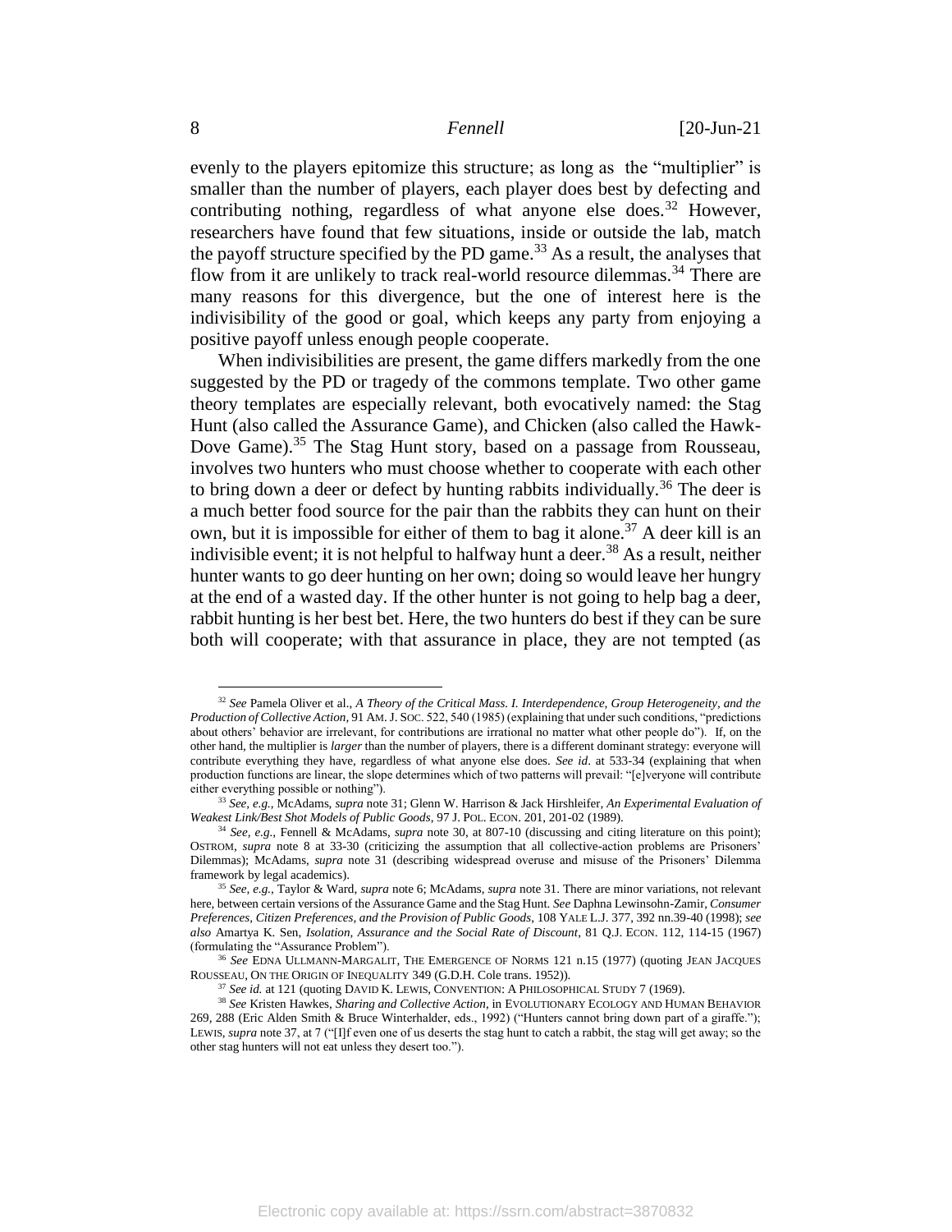evenly to the players epitomize this structure; as long as the "multiplier" is smaller than the number of players, each player does best by defecting and contributing nothing, regardless of what anyone else does.[32] However, researchers have found that few situations, inside or outside the lab, match the payoff structure specified by the PD game.[33] As a result, the analyses that flow from it are unlikely to track real-world resource dilemmas.[34] There are many reasons for this divergence, but the one of interest here is the indivisibility of the good or goal, which keeps any party from enjoying a positive payoff unless enough people cooperate.

When indivisibilities are present, the game differs markedly from the one suggested by the PD or tragedy of the commons template. Two other game theory templates are especially relevant, both evocatively named: the Stag Hunt (also called the Assurance Game), and Chicken (also called the Hawk-Dove Game).[35] The Stag Hunt story, based on a passage from Rousseau, involves two hunters who must choose whether to cooperate with each other to bring down a deer or defect by hunting rabbits individually.[36] The deer is a much better food source for the pair than the rabbits they can hunt on their own, but it is impossible for either of them to bag it alone.[37] A deer kill is an indivisible event; it is not helpful to halfway hunt a deer.[38] As a result, neither hunter wants to go deer hunting on her own; doing so would leave her hungry at the end of a wasted day. If the other hunter is not going to help bag a deer, rabbit hunting is her best bet. Here, the two hunters do best if they can be sure both will cooperate; with that assurance in place, they are not tempted (as

---

[32] *See* Pamela Oliver et al., *A Theory of the Critical Mass. I. Interdependence, Group Heterogeneity, and the Production of Collective Action*, 91 AM. J. SOC. 522, 540 (1985) (explaining that under such conditions, "predictions about others' behavior are irrelevant, for contributions are irrational no matter what other people do"). If, on the other hand, the multiplier is *larger* than the number of players, there is a different dominant strategy: everyone will contribute everything they have, regardless of what anyone else does. *See id*. at 533-34 (explaining that when production functions are linear, the slope determines which of two patterns will prevail: "[e]veryone will contribute either everything possible or nothing").

[33] *See, e.g.*, McAdams, *supra* note 31; Glenn W. Harrison & Jack Hirshleifer, *An Experimental Evaluation of Weakest Link/Best Shot Models of Public Goods*, 97 J. POL. ECON. 201, 201-02 (1989).

[34] *See, e.g.*, Fennell & McAdams, *supra* note 30, at 807-10 (discussing and citing literature on this point); OSTROM, *supra* note 8 at 33-30 (criticizing the assumption that all collective-action problems are Prisoners' Dilemmas); McAdams, *supra* note 31 (describing widespread overuse and misuse of the Prisoners' Dilemma framework by legal academics).

[35] *See, e.g.*, Taylor & Ward, *supra* note 6; McAdams, *supra* note 31. There are minor variations, not relevant here, between certain versions of the Assurance Game and the Stag Hunt. *See* Daphna Lewinsohn-Zamir, *Consumer Preferences, Citizen Preferences, and the Provision of Public Goods*, 108 YALE L.J. 377, 392 nn.39-40 (1998); *see also* Amartya K. Sen, *Isolation, Assurance and the Social Rate of Discount*, 81 Q.J. ECON. 112, 114-15 (1967) (formulating the "Assurance Problem").

[36] *See* EDNA ULLMANN-MARGALIT, THE EMERGENCE OF NORMS 121 n.15 (1977) (quoting JEAN JACQUES ROUSSEAU, ON THE ORIGIN OF INEQUALITY 349 (G.D.H. Cole trans. 1952)).

[37] *See id.* at 121 (quoting DAVID K. LEWIS, CONVENTION: A PHILOSOPHICAL STUDY 7 (1969).

[38] *See* Kristen Hawkes, *Sharing and Collective Action*, in EVOLUTIONARY ECOLOGY AND HUMAN BEHAVIOR 269, 288 (Eric Alden Smith & Bruce Winterhalder, eds., 1992) ("Hunters cannot bring down part of a giraffe."); LEWIS, *supra* note 37, at 7 ("[I]f even one of us deserts the stag hunt to catch a rabbit, the stag will get away; so the other stag hunters will not eat unless they desert too.").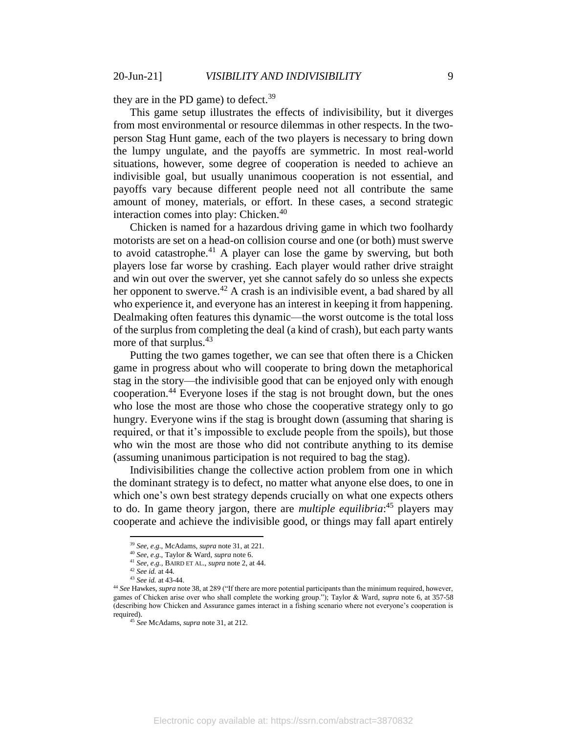they are in the PD game) to defect.[39]

This game setup illustrates the effects of indivisibility, but it diverges from most environmental or resource dilemmas in other respects. In the two-person Stag Hunt game, each of the two players is necessary to bring down the lumpy ungulate, and the payoffs are symmetric. In most real-world situations, however, some degree of cooperation is needed to achieve an indivisible goal, but usually unanimous cooperation is not essential, and payoffs vary because different people need not all contribute the same amount of money, materials, or effort. In these cases, a second strategic interaction comes into play: Chicken.[40]

Chicken is named for a hazardous driving game in which two foolhardy motorists are set on a head-on collision course and one (or both) must swerve to avoid catastrophe.[41] A player can lose the game by swerving, but both players lose far worse by crashing. Each player would rather drive straight and win out over the swerver, yet she cannot safely do so unless she expects her opponent to swerve.[42] A crash is an indivisible event, a bad shared by all who experience it, and everyone has an interest in keeping it from happening. Dealmaking often features this dynamic—the worst outcome is the total loss of the surplus from completing the deal (a kind of crash), but each party wants more of that surplus.[43]

Putting the two games together, we can see that often there is a Chicken game in progress about who will cooperate to bring down the metaphorical stag in the story—the indivisible good that can be enjoyed only with enough cooperation.[44] Everyone loses if the stag is not brought down, but the ones who lose the most are those who chose the cooperative strategy only to go hungry. Everyone wins if the stag is brought down (assuming that sharing is required, or that it's impossible to exclude people from the spoils), but those who win the most are those who did not contribute anything to its demise (assuming unanimous participation is not required to bag the stag).

Indivisibilities change the collective action problem from one in which the dominant strategy is to defect, no matter what anyone else does, to one in which one's own best strategy depends crucially on what one expects others to do. In game theory jargon, there are *multiple equilibria*:[45] players may cooperate and achieve the indivisible good, or things may fall apart entirely

---

[39] *See, e.g.*, McAdams, *supra* note 31, at 221.

[40] *See, e.g.*, Taylor & Ward, *supra* note 6.

[41] *See, e.g.*, BAIRD ET AL., *supra* note 2, at 44.

[42] *See id.* at 44.

[43] *See id.* at 43-44.

[44] *See* Hawkes, *supra* note 38, at 289 ("If there are more potential participants than the minimum required, however, games of Chicken arise over who shall complete the working group."); Taylor & Ward, *supra* note 6, at 357-58 (describing how Chicken and Assurance games interact in a fishing scenario where not everyone's cooperation is required).

[45] *See* McAdams, *supra* note 31, at 212.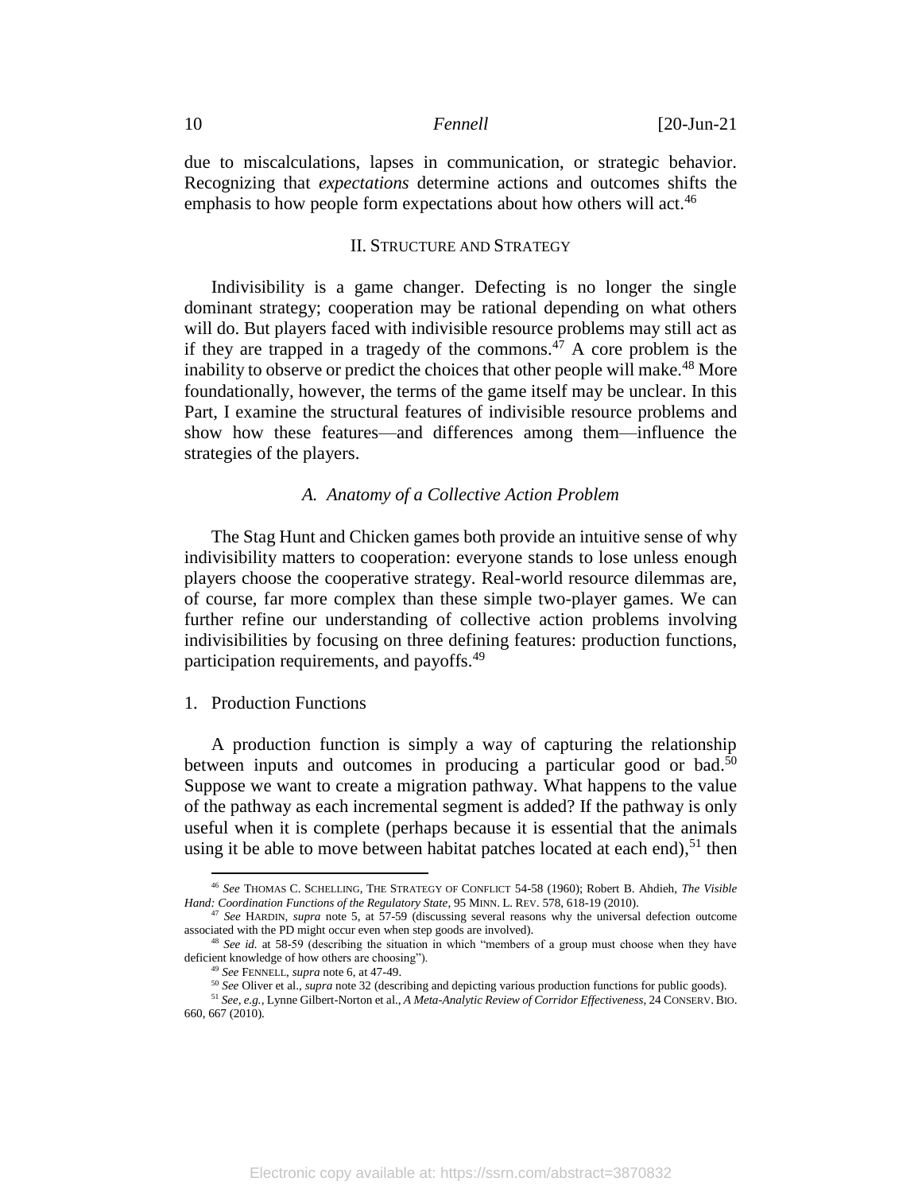due to miscalculations, lapses in communication, or strategic behavior. Recognizing that *expectations* determine actions and outcomes shifts the emphasis to how people form expectations about how others will act.[46]

## II. Structure and Strategy

Indivisibility is a game changer. Defecting is no longer the single dominant strategy; cooperation may be rational depending on what others will do. But players faced with indivisible resource problems may still act as if they are trapped in a tragedy of the commons.[47] A core problem is the inability to observe or predict the choices that other people will make.[48] More foundationally, however, the terms of the game itself may be unclear. In this Part, I examine the structural features of indivisible resource problems and show how these features—and differences among them—influence the strategies of the players.

### *A. Anatomy of a Collective Action Problem*

The Stag Hunt and Chicken games both provide an intuitive sense of why indivisibility matters to cooperation: everyone stands to lose unless enough players choose the cooperative strategy. Real-world resource dilemmas are, of course, far more complex than these simple two-player games. We can further refine our understanding of collective action problems involving indivisibilities by focusing on three defining features: production functions, participation requirements, and payoffs.[49]

#### 1. Production Functions

A production function is simply a way of capturing the relationship between inputs and outcomes in producing a particular good or bad.[50] Suppose we want to create a migration pathway. What happens to the value of the pathway as each incremental segment is added? If the pathway is only useful when it is complete (perhaps because it is essential that the animals using it be able to move between habitat patches located at each end),[51] then

---

[46] *See* THOMAS C. SCHELLING, THE STRATEGY OF CONFLICT 54-58 (1960); Robert B. Ahdieh, *The Visible Hand: Coordination Functions of the Regulatory State*, 95 MINN. L. REV. 578, 618-19 (2010).

[47] *See* HARDIN, *supra* note 5, at 57-59 (discussing several reasons why the universal defection outcome associated with the PD might occur even when step goods are involved).

[48] *See id.* at 58-59 (describing the situation in which "members of a group must choose when they have deficient knowledge of how others are choosing").

[49] *See* FENNELL, *supra* note 6, at 47-49.

[50] *See* Oliver et al., *supra* note 32 (describing and depicting various production functions for public goods).

[51] *See, e.g.*, Lynne Gilbert-Norton et al., *A Meta-Analytic Review of Corridor Effectiveness*, 24 CONSERV. BIO. 660, 667 (2010).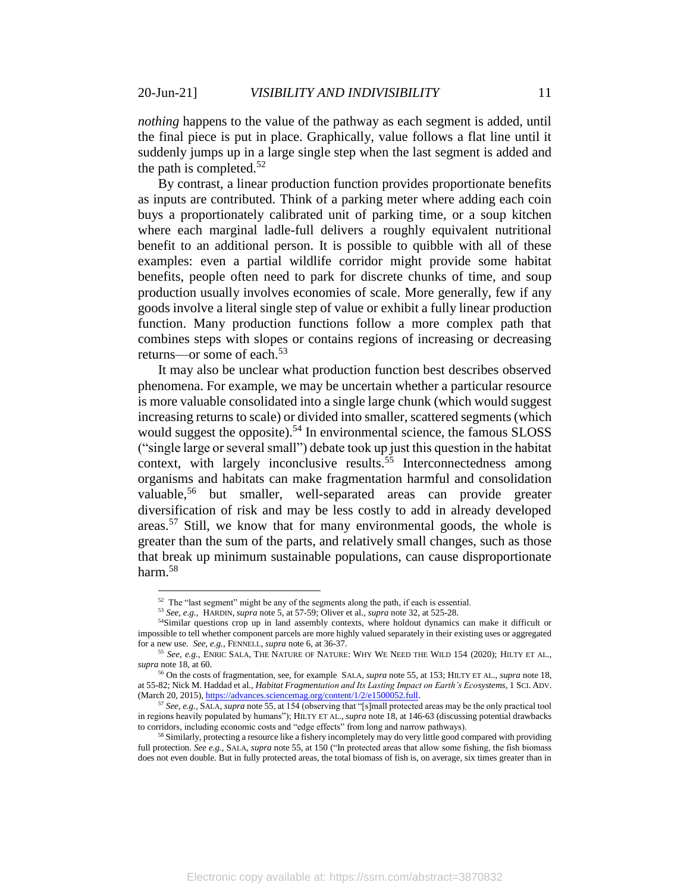*nothing* happens to the value of the pathway as each segment is added, until the final piece is put in place. Graphically, value follows a flat line until it suddenly jumps up in a large single step when the last segment is added and the path is completed.[52]

By contrast, a linear production function provides proportionate benefits as inputs are contributed. Think of a parking meter where adding each coin buys a proportionately calibrated unit of parking time, or a soup kitchen where each marginal ladle-full delivers a roughly equivalent nutritional benefit to an additional person. It is possible to quibble with all of these examples: even a partial wildlife corridor might provide some habitat benefits, people often need to park for discrete chunks of time, and soup production usually involves economies of scale. More generally, few if any goods involve a literal single step of value or exhibit a fully linear production function. Many production functions follow a more complex path that combines steps with slopes or contains regions of increasing or decreasing returns—or some of each.[53]

It may also be unclear what production function best describes observed phenomena. For example, we may be uncertain whether a particular resource is more valuable consolidated into a single large chunk (which would suggest increasing returns to scale) or divided into smaller, scattered segments (which would suggest the opposite).[54] In environmental science, the famous SLOSS ("single large or several small") debate took up just this question in the habitat context, with largely inconclusive results.[55] Interconnectedness among organisms and habitats can make fragmentation harmful and consolidation valuable,[56] but smaller, well-separated areas can provide greater diversification of risk and may be less costly to add in already developed areas.[57] Still, we know that for many environmental goods, the whole is greater than the sum of the parts, and relatively small changes, such as those that break up minimum sustainable populations, can cause disproportionate harm.[58]

---

[52] The "last segment" might be any of the segments along the path, if each is essential.

[53] *See, e.g.*, HARDIN, *supra* note 5, at 57-59; Oliver et al., *supra* note 32, at 525-28.

[54] Similar questions crop up in land assembly contexts, where holdout dynamics can make it difficult or impossible to tell whether component parcels are more highly valued separately in their existing uses or aggregated for a new use. *See, e.g.*, FENNELL, *supra* note 6, at 36-37.

[55] *See, e.g.*, ENRIC SALA, THE NATURE OF NATURE: WHY WE NEED THE WILD 154 (2020); HILTY ET AL., *supra* note 18, at 60.

[56] On the costs of fragmentation, see, for example SALA, *supra* note 55, at 153; HILTY ET AL., *supra* note 18, at 55-82; Nick M. Haddad et al., *Habitat Fragmentation and Its Lasting Impact on Earth's Ecosystems*, 1 SCI. ADV. (March 20, 2015), https://advances.sciencemag.org/content/1/2/e1500052.full.

[57] *See, e.g.*, SALA, *supra* note 55, at 154 (observing that "[s]mall protected areas may be the only practical tool in regions heavily populated by humans"); HILTY ET AL., *supra* note 18, at 146-63 (discussing potential drawbacks to corridors, including economic costs and "edge effects" from long and narrow pathways).

[58] Similarly, protecting a resource like a fishery incompletely may do very little good compared with providing full protection. *See e.g.*, SALA, *supra* note 55, at 150 ("In protected areas that allow some fishing, the fish biomass does not even double. But in fully protected areas, the total biomass of fish is, on average, six times greater than in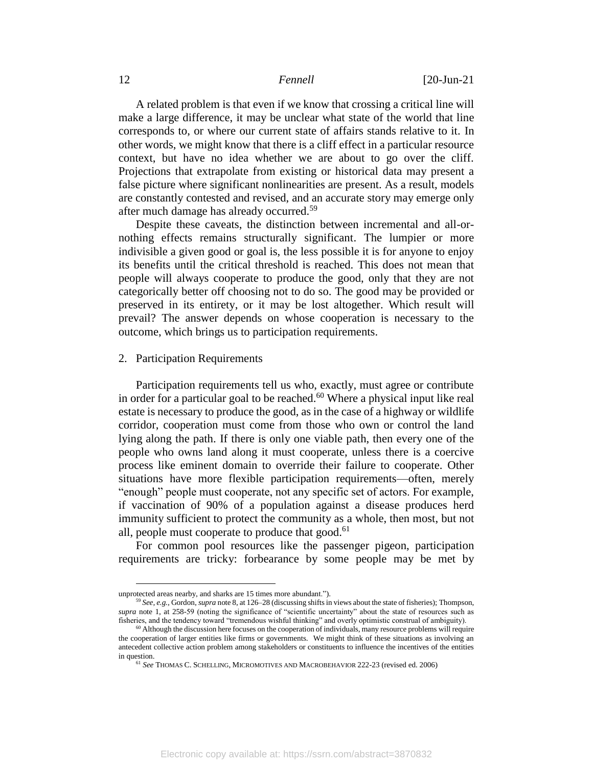A related problem is that even if we know that crossing a critical line will make a large difference, it may be unclear what state of the world that line corresponds to, or where our current state of affairs stands relative to it. In other words, we might know that there is a cliff effect in a particular resource context, but have no idea whether we are about to go over the cliff. Projections that extrapolate from existing or historical data may present a false picture where significant nonlinearities are present. As a result, models are constantly contested and revised, and an accurate story may emerge only after much damage has already occurred.[59]

Despite these caveats, the distinction between incremental and all-or-nothing effects remains structurally significant. The lumpier or more indivisible a given good or goal is, the less possible it is for anyone to enjoy its benefits until the critical threshold is reached. This does not mean that people will always cooperate to produce the good, only that they are not categorically better off choosing not to do so. The good may be provided or preserved in its entirety, or it may be lost altogether. Which result will prevail? The answer depends on whose cooperation is necessary to the outcome, which brings us to participation requirements.

2. Participation Requirements

Participation requirements tell us who, exactly, must agree or contribute in order for a particular goal to be reached.[60] Where a physical input like real estate is necessary to produce the good, as in the case of a highway or wildlife corridor, cooperation must come from those who own or control the land lying along the path. If there is only one viable path, then every one of the people who owns land along it must cooperate, unless there is a coercive process like eminent domain to override their failure to cooperate. Other situations have more flexible participation requirements—often, merely "enough" people must cooperate, not any specific set of actors. For example, if vaccination of 90% of a population against a disease produces herd immunity sufficient to protect the community as a whole, then most, but not all, people must cooperate to produce that good.[61]

For common pool resources like the passenger pigeon, participation requirements are tricky: forbearance by some people may be met by

---

unprotected areas nearby, and sharks are 15 times more abundant.").

[59] *See, e.g.*, Gordon, *supra* note 8, at 126–28 (discussing shifts in views about the state of fisheries); Thompson, *supra* note 1, at 258-59 (noting the significance of "scientific uncertainty" about the state of resources such as fisheries, and the tendency toward "tremendous wishful thinking" and overly optimistic construal of ambiguity).

[60] Although the discussion here focuses on the cooperation of individuals, many resource problems will require the cooperation of larger entities like firms or governments. We might think of these situations as involving an antecedent collective action problem among stakeholders or constituents to influence the incentives of the entities in question.

[61] *See* THOMAS C. SCHELLING, MICROMOTIVES AND MACROBEHAVIOR 222-23 (revised ed. 2006)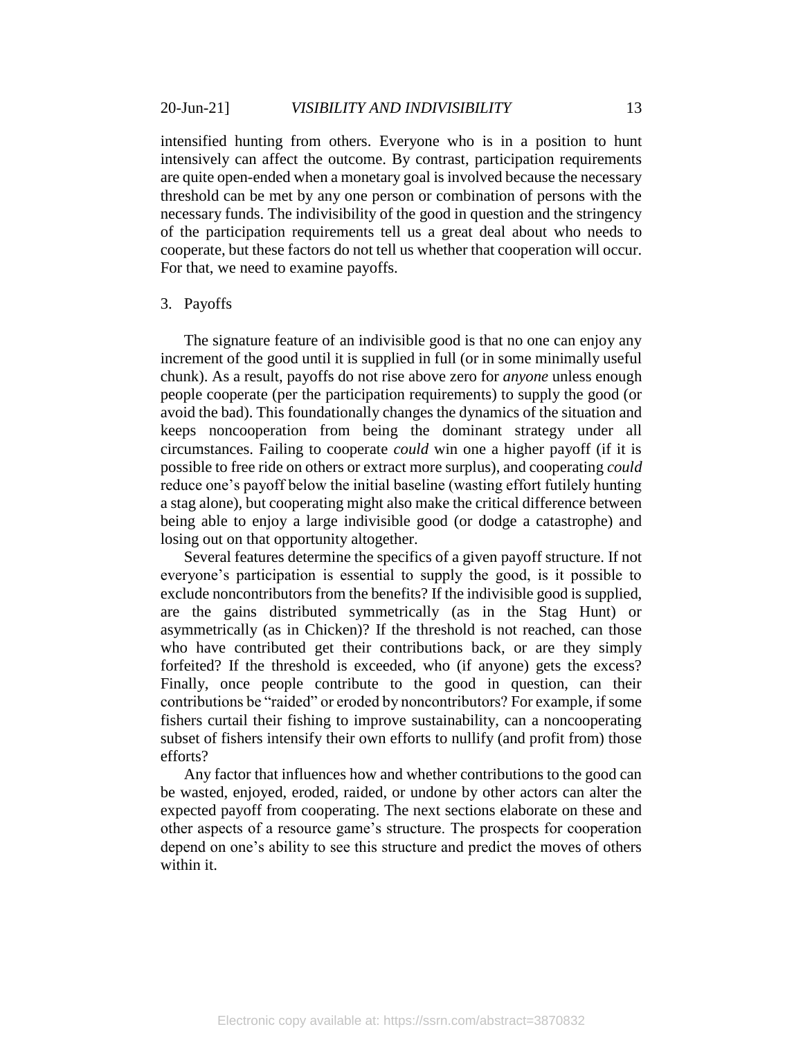intensified hunting from others. Everyone who is in a position to hunt intensively can affect the outcome. By contrast, participation requirements are quite open-ended when a monetary goal is involved because the necessary threshold can be met by any one person or combination of persons with the necessary funds. The indivisibility of the good in question and the stringency of the participation requirements tell us a great deal about who needs to cooperate, but these factors do not tell us whether that cooperation will occur. For that, we need to examine payoffs.

### 3. Payoffs

The signature feature of an indivisible good is that no one can enjoy any increment of the good until it is supplied in full (or in some minimally useful chunk). As a result, payoffs do not rise above zero for *anyone* unless enough people cooperate (per the participation requirements) to supply the good (or avoid the bad). This foundationally changes the dynamics of the situation and keeps noncooperation from being the dominant strategy under all circumstances. Failing to cooperate *could* win one a higher payoff (if it is possible to free ride on others or extract more surplus), and cooperating *could* reduce one's payoff below the initial baseline (wasting effort futilely hunting a stag alone), but cooperating might also make the critical difference between being able to enjoy a large indivisible good (or dodge a catastrophe) and losing out on that opportunity altogether.

Several features determine the specifics of a given payoff structure. If not everyone's participation is essential to supply the good, is it possible to exclude noncontributors from the benefits? If the indivisible good is supplied, are the gains distributed symmetrically (as in the Stag Hunt) or asymmetrically (as in Chicken)? If the threshold is not reached, can those who have contributed get their contributions back, or are they simply forfeited? If the threshold is exceeded, who (if anyone) gets the excess? Finally, once people contribute to the good in question, can their contributions be "raided" or eroded by noncontributors? For example, if some fishers curtail their fishing to improve sustainability, can a noncooperating subset of fishers intensify their own efforts to nullify (and profit from) those efforts?

Any factor that influences how and whether contributions to the good can be wasted, enjoyed, eroded, raided, or undone by other actors can alter the expected payoff from cooperating. The next sections elaborate on these and other aspects of a resource game's structure. The prospects for cooperation depend on one's ability to see this structure and predict the moves of others within it.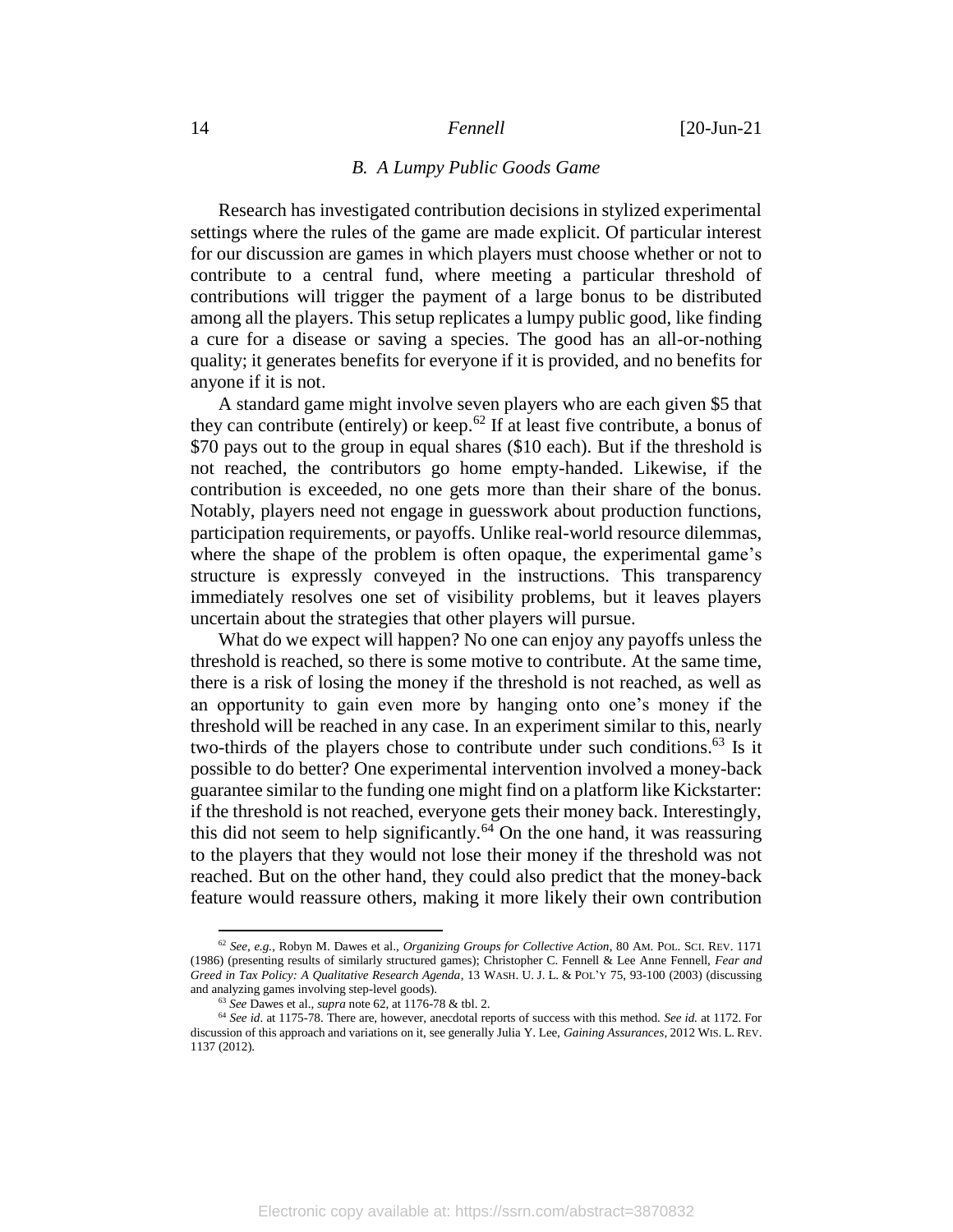### B. A Lumpy Public Goods Game

Research has investigated contribution decisions in stylized experimental settings where the rules of the game are made explicit. Of particular interest for our discussion are games in which players must choose whether or not to contribute to a central fund, where meeting a particular threshold of contributions will trigger the payment of a large bonus to be distributed among all the players. This setup replicates a lumpy public good, like finding a cure for a disease or saving a species. The good has an all-or-nothing quality; it generates benefits for everyone if it is provided, and no benefits for anyone if it is not.

A standard game might involve seven players who are each given $5 that they can contribute (entirely) or keep.[62] If at least five contribute, a bonus of $70 pays out to the group in equal shares ($10 each). But if the threshold is not reached, the contributors go home empty-handed. Likewise, if the contribution is exceeded, no one gets more than their share of the bonus. Notably, players need not engage in guesswork about production functions, participation requirements, or payoffs. Unlike real-world resource dilemmas, where the shape of the problem is often opaque, the experimental game's structure is expressly conveyed in the instructions. This transparency immediately resolves one set of visibility problems, but it leaves players uncertain about the strategies that other players will pursue.

What do we expect will happen? No one can enjoy any payoffs unless the threshold is reached, so there is some motive to contribute. At the same time, there is a risk of losing the money if the threshold is not reached, as well as an opportunity to gain even more by hanging onto one's money if the threshold will be reached in any case. In an experiment similar to this, nearly two-thirds of the players chose to contribute under such conditions.[63] Is it possible to do better? One experimental intervention involved a money-back guarantee similar to the funding one might find on a platform like Kickstarter: if the threshold is not reached, everyone gets their money back. Interestingly, this did not seem to help significantly.[64] On the one hand, it was reassuring to the players that they would not lose their money if the threshold was not reached. But on the other hand, they could also predict that the money-back feature would reassure others, making it more likely their own contribution

---

[62] *See, e.g.*, Robyn M. Dawes et al., *Organizing Groups for Collective Action*, 80 AM. POL. SCI. REV. 1171 (1986) (presenting results of similarly structured games); Christopher C. Fennell & Lee Anne Fennell, *Fear and Greed in Tax Policy: A Qualitative Research Agenda*, 13 WASH. U. J. L. & POL'Y 75, 93-100 (2003) (discussing and analyzing games involving step-level goods).

[63] *See* Dawes et al., *supra* note 62, at 1176-78 & tbl. 2.

[64] *See id*. at 1175-78. There are, however, anecdotal reports of success with this method. *See id.* at 1172. For discussion of this approach and variations on it, see generally Julia Y. Lee, *Gaining Assurances*, 2012 WIS. L. REV. 1137 (2012).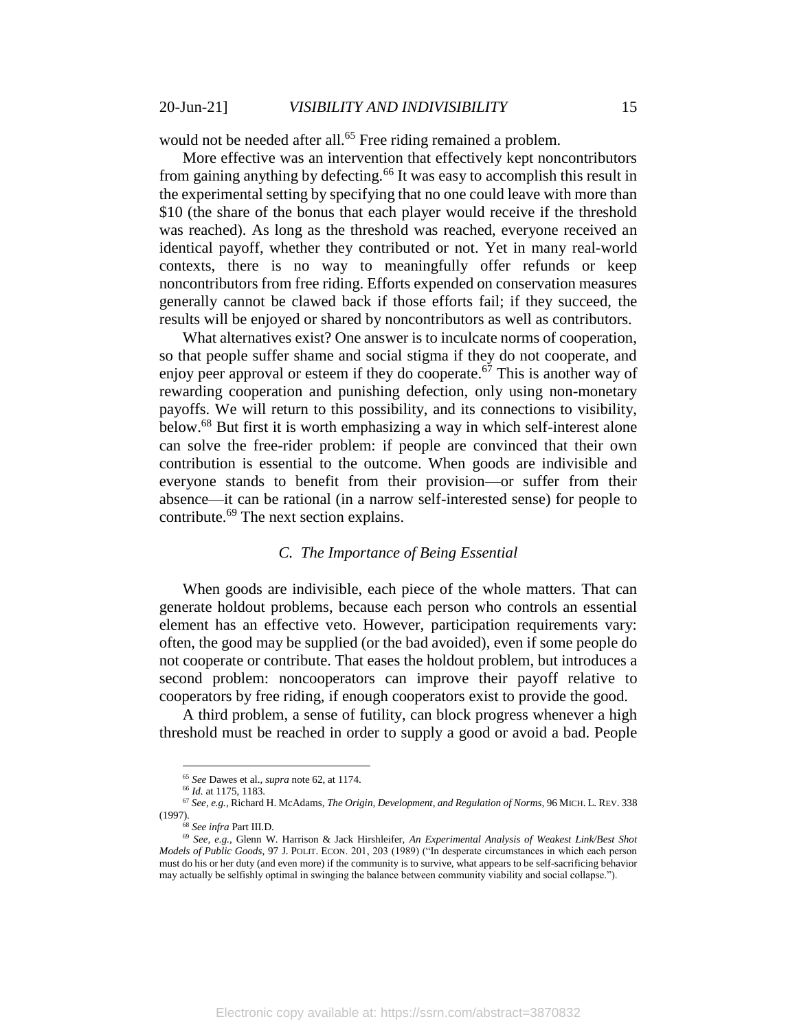would not be needed after all.[65] Free riding remained a problem.

More effective was an intervention that effectively kept noncontributors from gaining anything by defecting.[66] It was easy to accomplish this result in the experimental setting by specifying that no one could leave with more than $10 (the share of the bonus that each player would receive if the threshold was reached). As long as the threshold was reached, everyone received an identical payoff, whether they contributed or not. Yet in many real-world contexts, there is no way to meaningfully offer refunds or keep noncontributors from free riding. Efforts expended on conservation measures generally cannot be clawed back if those efforts fail; if they succeed, the results will be enjoyed or shared by noncontributors as well as contributors.

What alternatives exist? One answer is to inculcate norms of cooperation, so that people suffer shame and social stigma if they do not cooperate, and enjoy peer approval or esteem if they do cooperate.[67] This is another way of rewarding cooperation and punishing defection, only using non-monetary payoffs. We will return to this possibility, and its connections to visibility, below.[68] But first it is worth emphasizing a way in which self-interest alone can solve the free-rider problem: if people are convinced that their own contribution is essential to the outcome. When goods are indivisible and everyone stands to benefit from their provision—or suffer from their absence—it can be rational (in a narrow self-interested sense) for people to contribute.[69] The next section explains.

### *C. The Importance of Being Essential*

When goods are indivisible, each piece of the whole matters. That can generate holdout problems, because each person who controls an essential element has an effective veto. However, participation requirements vary: often, the good may be supplied (or the bad avoided), even if some people do not cooperate or contribute. That eases the holdout problem, but introduces a second problem: noncooperators can improve their payoff relative to cooperators by free riding, if enough cooperators exist to provide the good.

A third problem, a sense of futility, can block progress whenever a high threshold must be reached in order to supply a good or avoid a bad. People

---

[65] *See* Dawes et al., *supra* note 62, at 1174.

[66] *Id.* at 1175, 1183.

[67] *See, e.g.*, Richard H. McAdams, *The Origin, Development, and Regulation of Norms*, 96 MICH. L. REV. 338 (1997).

[68] *See infra* Part III.D.

[69] *See, e.g.*, Glenn W. Harrison & Jack Hirshleifer, *An Experimental Analysis of Weakest Link/Best Shot Models of Public Goods*, 97 J. POLIT. ECON. 201, 203 (1989) ("In desperate circumstances in which each person must do his or her duty (and even more) if the community is to survive, what appears to be self-sacrificing behavior may actually be selfishly optimal in swinging the balance between community viability and social collapse.").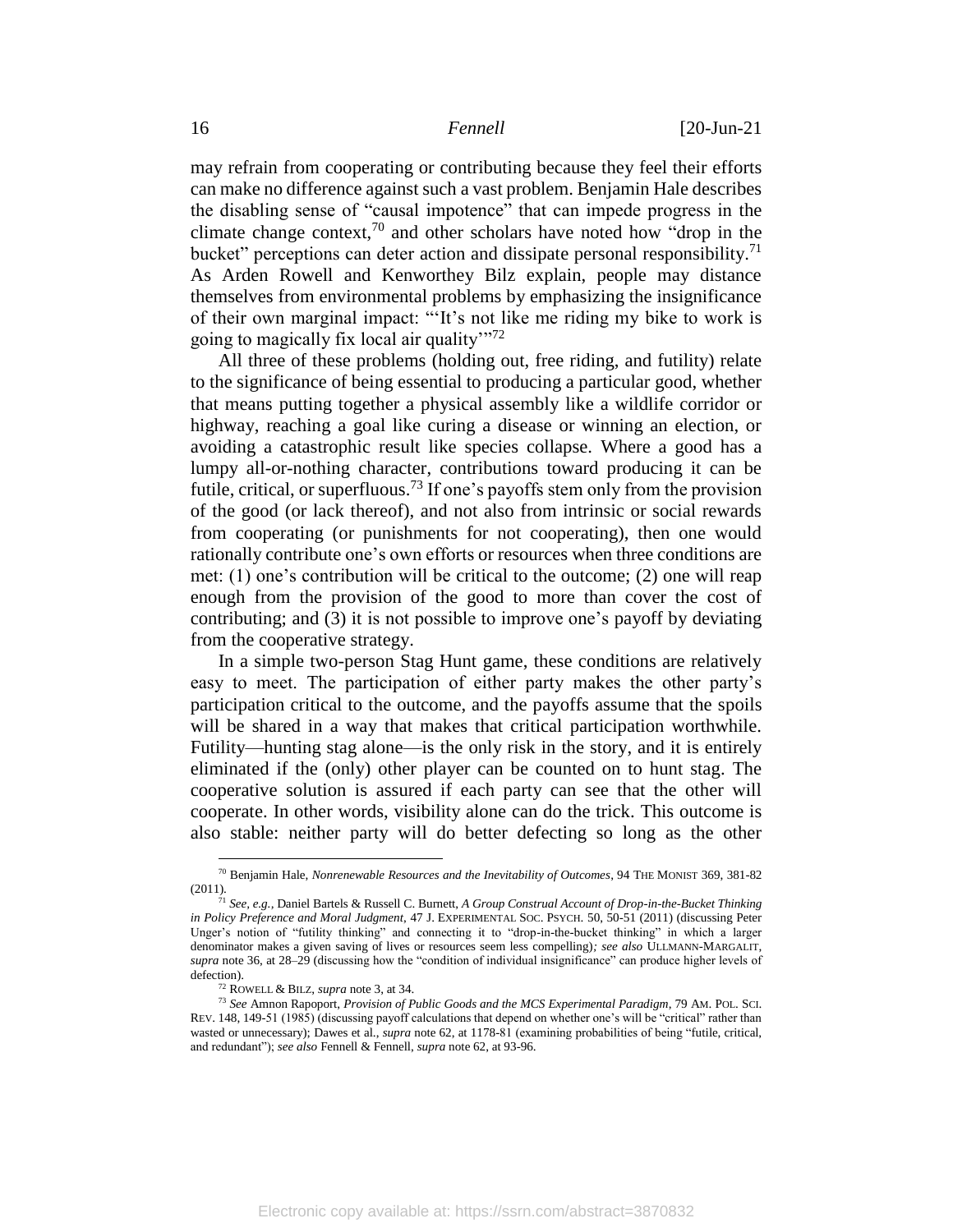may refrain from cooperating or contributing because they feel their efforts can make no difference against such a vast problem. Benjamin Hale describes the disabling sense of "causal impotence" that can impede progress in the climate change context,[70] and other scholars have noted how "drop in the bucket" perceptions can deter action and dissipate personal responsibility.[71] As Arden Rowell and Kenworthey Bilz explain, people may distance themselves from environmental problems by emphasizing the insignificance of their own marginal impact: "'It's not like me riding my bike to work is going to magically fix local air quality'"[72]

All three of these problems (holding out, free riding, and futility) relate to the significance of being essential to producing a particular good, whether that means putting together a physical assembly like a wildlife corridor or highway, reaching a goal like curing a disease or winning an election, or avoiding a catastrophic result like species collapse. Where a good has a lumpy all-or-nothing character, contributions toward producing it can be futile, critical, or superfluous.[73] If one's payoffs stem only from the provision of the good (or lack thereof), and not also from intrinsic or social rewards from cooperating (or punishments for not cooperating), then one would rationally contribute one's own efforts or resources when three conditions are met: (1) one's contribution will be critical to the outcome; (2) one will reap enough from the provision of the good to more than cover the cost of contributing; and (3) it is not possible to improve one's payoff by deviating from the cooperative strategy.

In a simple two-person Stag Hunt game, these conditions are relatively easy to meet. The participation of either party makes the other party's participation critical to the outcome, and the payoffs assume that the spoils will be shared in a way that makes that critical participation worthwhile. Futility—hunting stag alone—is the only risk in the story, and it is entirely eliminated if the (only) other player can be counted on to hunt stag. The cooperative solution is assured if each party can see that the other will cooperate. In other words, visibility alone can do the trick. This outcome is also stable: neither party will do better defecting so long as the other

---

[70] Benjamin Hale, *Nonrenewable Resources and the Inevitability of Outcomes*, 94 THE MONIST 369, 381-82 (2011).

[71] *See, e.g.*, Daniel Bartels & Russell C. Burnett, *A Group Construal Account of Drop-in-the-Bucket Thinking in Policy Preference and Moral Judgment*, 47 J. EXPERIMENTAL SOC. PSYCH. 50, 50-51 (2011) (discussing Peter Unger's notion of "futility thinking" and connecting it to "drop-in-the-bucket thinking" in which a larger denominator makes a given saving of lives or resources seem less compelling); *see also* ULLMANN-MARGALIT, *supra* note 36, at 28–29 (discussing how the "condition of individual insignificance" can produce higher levels of defection).

[72] ROWELL & BILZ, *supra* note 3, at 34.

[73] *See* Amnon Rapoport, *Provision of Public Goods and the MCS Experimental Paradigm*, 79 AM. POL. SCI. REV. 148, 149-51 (1985) (discussing payoff calculations that depend on whether one's will be "critical" rather than wasted or unnecessary); Dawes et al., *supra* note 62, at 1178-81 (examining probabilities of being "futile, critical, and redundant"); *see also* Fennell & Fennell, *supra* note 62, at 93-96.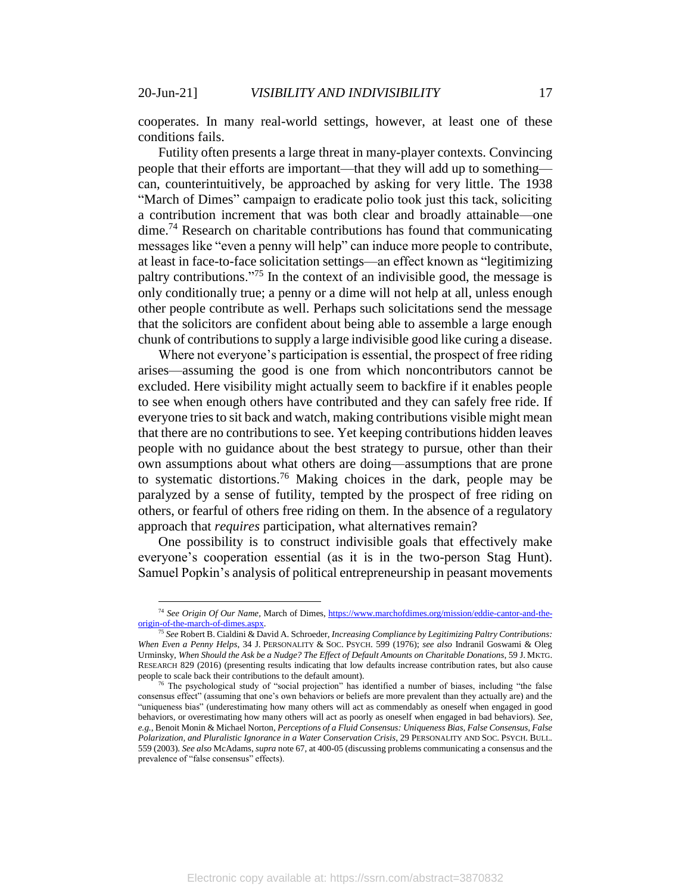cooperates. In many real-world settings, however, at least one of these conditions fails.

Futility often presents a large threat in many-player contexts. Convincing people that their efforts are important—that they will add up to something—can, counterintuitively, be approached by asking for very little. The 1938 "March of Dimes" campaign to eradicate polio took just this tack, soliciting a contribution increment that was both clear and broadly attainable—one dime.[74] Research on charitable contributions has found that communicating messages like "even a penny will help" can induce more people to contribute, at least in face-to-face solicitation settings—an effect known as "legitimizing paltry contributions."[75] In the context of an indivisible good, the message is only conditionally true; a penny or a dime will not help at all, unless enough other people contribute as well. Perhaps such solicitations send the message that the solicitors are confident about being able to assemble a large enough chunk of contributions to supply a large indivisible good like curing a disease.

Where not everyone's participation is essential, the prospect of free riding arises—assuming the good is one from which noncontributors cannot be excluded. Here visibility might actually seem to backfire if it enables people to see when enough others have contributed and they can safely free ride. If everyone tries to sit back and watch, making contributions visible might mean that there are no contributions to see. Yet keeping contributions hidden leaves people with no guidance about the best strategy to pursue, other than their own assumptions about what others are doing—assumptions that are prone to systematic distortions.[76] Making choices in the dark, people may be paralyzed by a sense of futility, tempted by the prospect of free riding on others, or fearful of others free riding on them. In the absence of a regulatory approach that *requires* participation, what alternatives remain?

One possibility is to construct indivisible goals that effectively make everyone's cooperation essential (as it is in the two-person Stag Hunt). Samuel Popkin's analysis of political entrepreneurship in peasant movements

---

[74] *See Origin Of Our Name*, March of Dimes, https://www.marchofdimes.org/mission/eddie-cantor-and-the-origin-of-the-march-of-dimes.aspx.

[75] *See* Robert B. Cialdini & David A. Schroeder, *Increasing Compliance by Legitimizing Paltry Contributions: When Even a Penny Helps*, 34 J. PERSONALITY & SOC. PSYCH. 599 (1976); *see also* Indranil Goswami & Oleg Urminsky, *When Should the Ask be a Nudge? The Effect of Default Amounts on Charitable Donations*, 59 J. MKTG. RESEARCH 829 (2016) (presenting results indicating that low defaults increase contribution rates, but also cause people to scale back their contributions to the default amount).

[76] The psychological study of "social projection" has identified a number of biases, including "the false consensus effect" (assuming that one's own behaviors or beliefs are more prevalent than they actually are) and the "uniqueness bias" (underestimating how many others will act as commendably as oneself when engaged in good behaviors, or overestimating how many others will act as poorly as oneself when engaged in bad behaviors). *See, e.g.*, Benoit Monin & Michael Norton, *Perceptions of a Fluid Consensus: Uniqueness Bias, False Consensus, False Polarization, and Pluralistic Ignorance in a Water Conservation Crisis*, 29 PERSONALITY AND SOC. PSYCH. BULL. 559 (2003). *See also* McAdams, *supra* note 67, at 400-05 (discussing problems communicating a consensus and the prevalence of "false consensus" effects).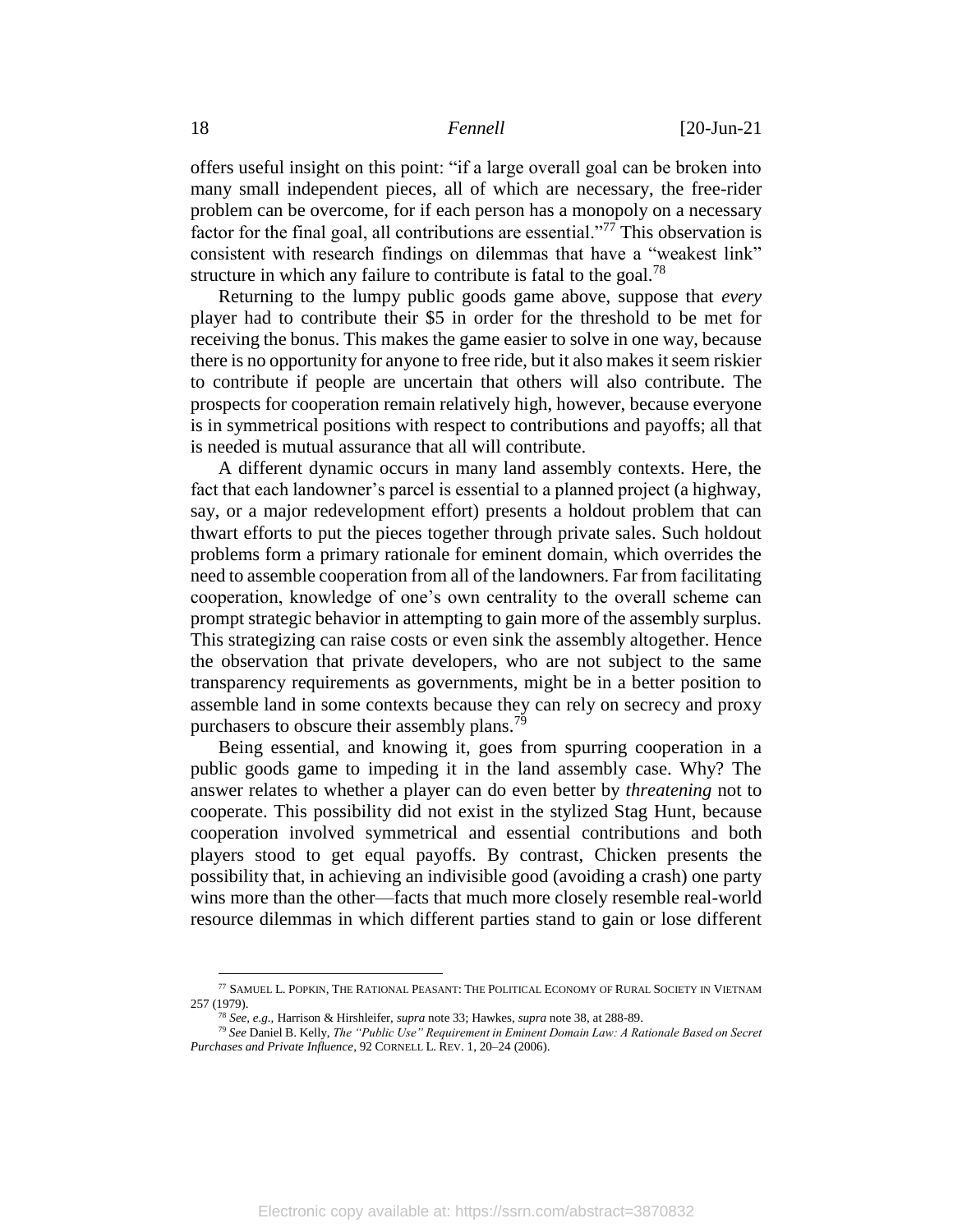offers useful insight on this point: "if a large overall goal can be broken into many small independent pieces, all of which are necessary, the free-rider problem can be overcome, for if each person has a monopoly on a necessary factor for the final goal, all contributions are essential."[77] This observation is consistent with research findings on dilemmas that have a "weakest link" structure in which any failure to contribute is fatal to the goal.[78]

Returning to the lumpy public goods game above, suppose that *every* player had to contribute their $5 in order for the threshold to be met for receiving the bonus. This makes the game easier to solve in one way, because there is no opportunity for anyone to free ride, but it also makes it seem riskier to contribute if people are uncertain that others will also contribute. The prospects for cooperation remain relatively high, however, because everyone is in symmetrical positions with respect to contributions and payoffs; all that is needed is mutual assurance that all will contribute.

A different dynamic occurs in many land assembly contexts. Here, the fact that each landowner's parcel is essential to a planned project (a highway, say, or a major redevelopment effort) presents a holdout problem that can thwart efforts to put the pieces together through private sales. Such holdout problems form a primary rationale for eminent domain, which overrides the need to assemble cooperation from all of the landowners. Far from facilitating cooperation, knowledge of one's own centrality to the overall scheme can prompt strategic behavior in attempting to gain more of the assembly surplus. This strategizing can raise costs or even sink the assembly altogether. Hence the observation that private developers, who are not subject to the same transparency requirements as governments, might be in a better position to assemble land in some contexts because they can rely on secrecy and proxy purchasers to obscure their assembly plans.[79]

Being essential, and knowing it, goes from spurring cooperation in a public goods game to impeding it in the land assembly case. Why? The answer relates to whether a player can do even better by *threatening* not to cooperate. This possibility did not exist in the stylized Stag Hunt, because cooperation involved symmetrical and essential contributions and both players stood to get equal payoffs. By contrast, Chicken presents the possibility that, in achieving an indivisible good (avoiding a crash) one party wins more than the other—facts that much more closely resemble real-world resource dilemmas in which different parties stand to gain or lose different

[77] SAMUEL L. POPKIN, THE RATIONAL PEASANT: THE POLITICAL ECONOMY OF RURAL SOCIETY IN VIETNAM 257 (1979).

[78] *See, e.g.*, Harrison & Hirshleifer, *supra* note 33; Hawkes, *supra* note 38, at 288-89.

[79] *See* Daniel B. Kelly, *The "Public Use" Requirement in Eminent Domain Law: A Rationale Based on Secret Purchases and Private Influence*, 92 CORNELL L. REV. 1, 20–24 (2006).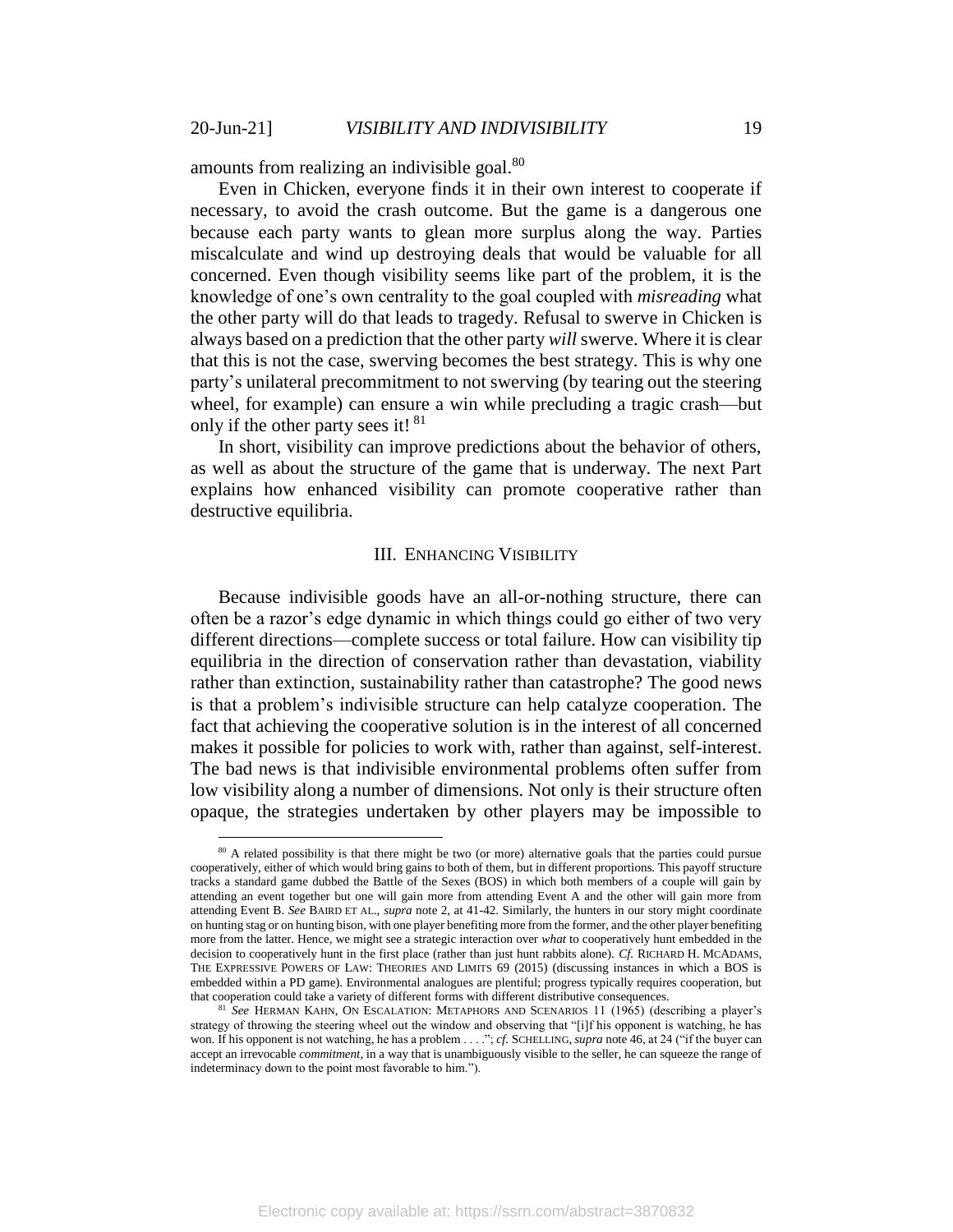amounts from realizing an indivisible goal.[80]

Even in Chicken, everyone finds it in their own interest to cooperate if necessary, to avoid the crash outcome. But the game is a dangerous one because each party wants to glean more surplus along the way. Parties miscalculate and wind up destroying deals that would be valuable for all concerned. Even though visibility seems like part of the problem, it is the knowledge of one's own centrality to the goal coupled with *misreading* what the other party will do that leads to tragedy. Refusal to swerve in Chicken is always based on a prediction that the other party *will* swerve. Where it is clear that this is not the case, swerving becomes the best strategy. This is why one party's unilateral precommitment to not swerving (by tearing out the steering wheel, for example) can ensure a win while precluding a tragic crash—but only if the other party sees it! [81]

In short, visibility can improve predictions about the behavior of others, as well as about the structure of the game that is underway. The next Part explains how enhanced visibility can promote cooperative rather than destructive equilibria.

## III. ENHANCING VISIBILITY

Because indivisible goods have an all-or-nothing structure, there can often be a razor's edge dynamic in which things could go either of two very different directions—complete success or total failure. How can visibility tip equilibria in the direction of conservation rather than devastation, viability rather than extinction, sustainability rather than catastrophe? The good news is that a problem's indivisible structure can help catalyze cooperation. The fact that achieving the cooperative solution is in the interest of all concerned makes it possible for policies to work with, rather than against, self-interest. The bad news is that indivisible environmental problems often suffer from low visibility along a number of dimensions. Not only is their structure often opaque, the strategies undertaken by other players may be impossible to

---

[80] A related possibility is that there might be two (or more) alternative goals that the parties could pursue cooperatively, either of which would bring gains to both of them, but in different proportions. This payoff structure tracks a standard game dubbed the Battle of the Sexes (BOS) in which both members of a couple will gain by attending an event together but one will gain more from attending Event A and the other will gain more from attending Event B. *See* BAIRD ET AL., *supra* note 2, at 41-42. Similarly, the hunters in our story might coordinate on hunting stag or on hunting bison, with one player benefiting more from the former, and the other player benefiting more from the latter. Hence, we might see a strategic interaction over *what* to cooperatively hunt embedded in the decision to cooperatively hunt in the first place (rather than just hunt rabbits alone). *Cf.* RICHARD H. MCADAMS, THE EXPRESSIVE POWERS OF LAW: THEORIES AND LIMITS 69 (2015) (discussing instances in which a BOS is embedded within a PD game). Environmental analogues are plentiful; progress typically requires cooperation, but that cooperation could take a variety of different forms with different distributive consequences.

[81] *See* HERMAN KAHN, ON ESCALATION: METAPHORS AND SCENARIOS 11 (1965) (describing a player's strategy of throwing the steering wheel out the window and observing that "[i]f his opponent is watching, he has won. If his opponent is not watching, he has a problem . . . ."; *cf.* SCHELLING, *supra* note 46, at 24 ("if the buyer can accept an irrevocable *commitment*, in a way that is unambiguously visible to the seller, he can squeeze the range of indeterminacy down to the point most favorable to him.").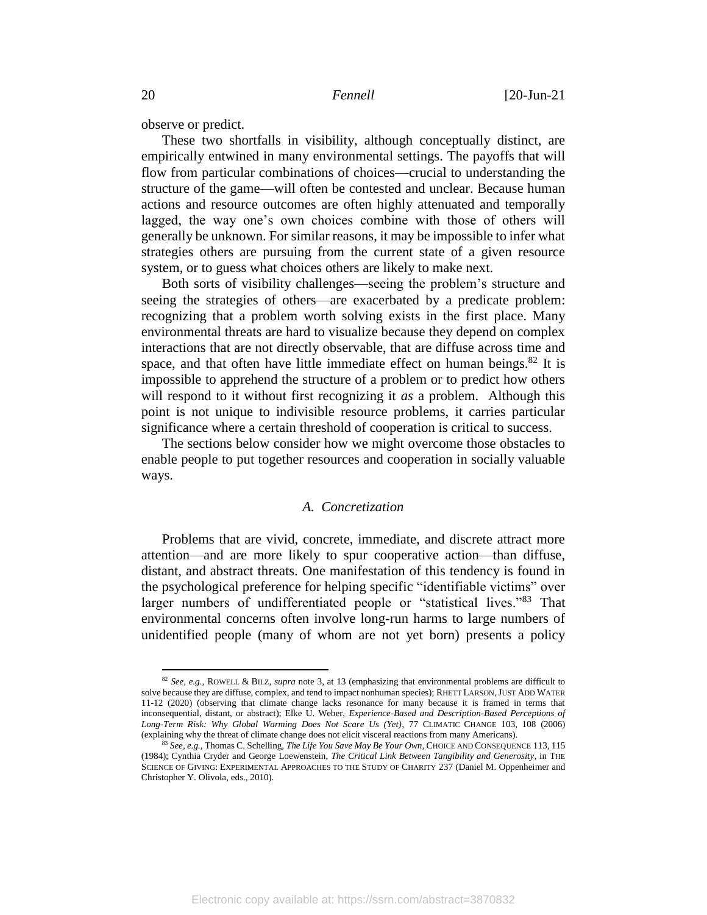observe or predict.

These two shortfalls in visibility, although conceptually distinct, are empirically entwined in many environmental settings. The payoffs that will flow from particular combinations of choices—crucial to understanding the structure of the game—will often be contested and unclear. Because human actions and resource outcomes are often highly attenuated and temporally lagged, the way one's own choices combine with those of others will generally be unknown. For similar reasons, it may be impossible to infer what strategies others are pursuing from the current state of a given resource system, or to guess what choices others are likely to make next.

Both sorts of visibility challenges—seeing the problem's structure and seeing the strategies of others—are exacerbated by a predicate problem: recognizing that a problem worth solving exists in the first place. Many environmental threats are hard to visualize because they depend on complex interactions that are not directly observable, that are diffuse across time and space, and that often have little immediate effect on human beings.[82] It is impossible to apprehend the structure of a problem or to predict how others will respond to it without first recognizing it *as* a problem. Although this point is not unique to indivisible resource problems, it carries particular significance where a certain threshold of cooperation is critical to success.

The sections below consider how we might overcome those obstacles to enable people to put together resources and cooperation in socially valuable ways.

### *A. Concretization*

Problems that are vivid, concrete, immediate, and discrete attract more attention—and are more likely to spur cooperative action—than diffuse, distant, and abstract threats. One manifestation of this tendency is found in the psychological preference for helping specific "identifiable victims" over larger numbers of undifferentiated people or "statistical lives."[83] That environmental concerns often involve long-run harms to large numbers of unidentified people (many of whom are not yet born) presents a policy

---

[82] *See, e.g.*, ROWELL & BILZ, *supra* note 3, at 13 (emphasizing that environmental problems are difficult to solve because they are diffuse, complex, and tend to impact nonhuman species); RHETT LARSON, JUST ADD WATER 11-12 (2020) (observing that climate change lacks resonance for many because it is framed in terms that inconsequential, distant, or abstract); Elke U. Weber, *Experience-Based and Description-Based Perceptions of Long-Term Risk: Why Global Warming Does Not Scare Us (Yet)*, 77 CLIMATIC CHANGE 103, 108 (2006) (explaining why the threat of climate change does not elicit visceral reactions from many Americans).

[83] *See, e.g.*, Thomas C. Schelling, *The Life You Save May Be Your Own*, CHOICE AND CONSEQUENCE 113, 115 (1984); Cynthia Cryder and George Loewenstein, *The Critical Link Between Tangibility and Generosity*, in THE SCIENCE OF GIVING: EXPERIMENTAL APPROACHES TO THE STUDY OF CHARITY 237 (Daniel M. Oppenheimer and Christopher Y. Olivola, eds., 2010).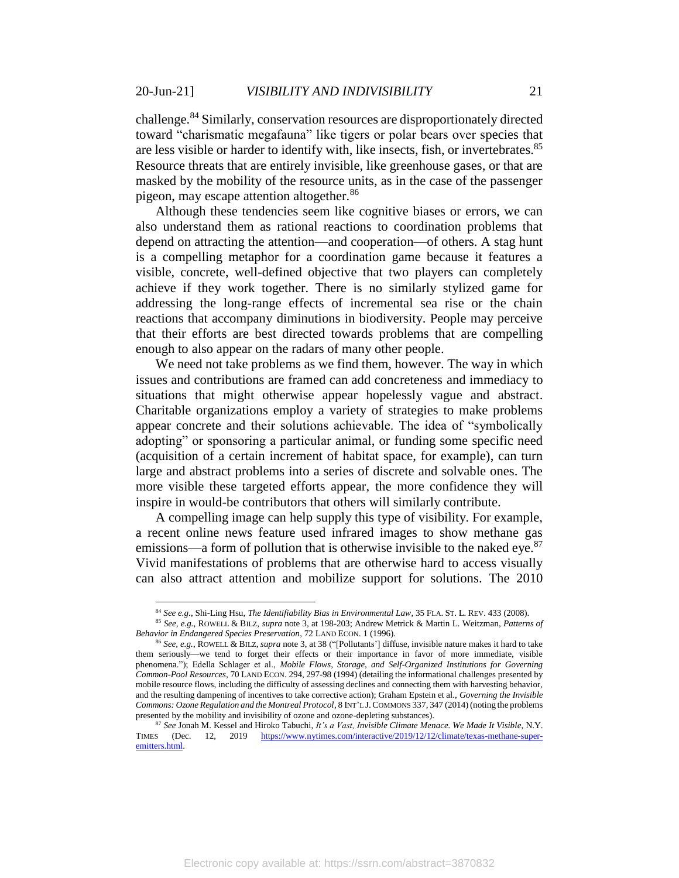challenge.[84] Similarly, conservation resources are disproportionately directed toward "charismatic megafauna" like tigers or polar bears over species that are less visible or harder to identify with, like insects, fish, or invertebrates.[85] Resource threats that are entirely invisible, like greenhouse gases, or that are masked by the mobility of the resource units, as in the case of the passenger pigeon, may escape attention altogether.[86]

Although these tendencies seem like cognitive biases or errors, we can also understand them as rational reactions to coordination problems that depend on attracting the attention—and cooperation—of others. A stag hunt is a compelling metaphor for a coordination game because it features a visible, concrete, well-defined objective that two players can completely achieve if they work together. There is no similarly stylized game for addressing the long-range effects of incremental sea rise or the chain reactions that accompany diminutions in biodiversity. People may perceive that their efforts are best directed towards problems that are compelling enough to also appear on the radars of many other people.

We need not take problems as we find them, however. The way in which issues and contributions are framed can add concreteness and immediacy to situations that might otherwise appear hopelessly vague and abstract. Charitable organizations employ a variety of strategies to make problems appear concrete and their solutions achievable. The idea of "symbolically adopting" or sponsoring a particular animal, or funding some specific need (acquisition of a certain increment of habitat space, for example), can turn large and abstract problems into a series of discrete and solvable ones. The more visible these targeted efforts appear, the more confidence they will inspire in would-be contributors that others will similarly contribute.

A compelling image can help supply this type of visibility. For example, a recent online news feature used infrared images to show methane gas emissions—a form of pollution that is otherwise invisible to the naked eye.[87] Vivid manifestations of problems that are otherwise hard to access visually can also attract attention and mobilize support for solutions. The 2010

---

[84] *See e.g.*, Shi-Ling Hsu, *The Identifiability Bias in Environmental Law*, 35 FLA. ST. L. REV. 433 (2008).

[85] *See, e.g.*, ROWELL & BILZ, *supra* note 3, at 198-203; Andrew Metrick & Martin L. Weitzman, *Patterns of Behavior in Endangered Species Preservation*, 72 LAND ECON. 1 (1996).

[86] *See, e.g.*, ROWELL & BILZ, *supra* note 3, at 38 ("[Pollutants'] diffuse, invisible nature makes it hard to take them seriously—we tend to forget their effects or their importance in favor of more immediate, visible phenomena."); Edella Schlager et al., *Mobile Flows, Storage, and Self-Organized Institutions for Governing Common-Pool Resources*, 70 LAND ECON. 294, 297-98 (1994) (detailing the informational challenges presented by mobile resource flows, including the difficulty of assessing declines and connecting them with harvesting behavior, and the resulting dampening of incentives to take corrective action); Graham Epstein et al., *Governing the Invisible Commons: Ozone Regulation and the Montreal Protocol*, 8 INT'L J. COMMONS 337, 347 (2014) (noting the problems presented by the mobility and invisibility of ozone and ozone-depleting substances).

[87] *See* Jonah M. Kessel and Hiroko Tabuchi, *It's a Vast, Invisible Climate Menace. We Made It Visible*, N.Y. TIMES (Dec. 12, 2019 https://www.nytimes.com/interactive/2019/12/12/climate/texas-methane-super-emitters.html.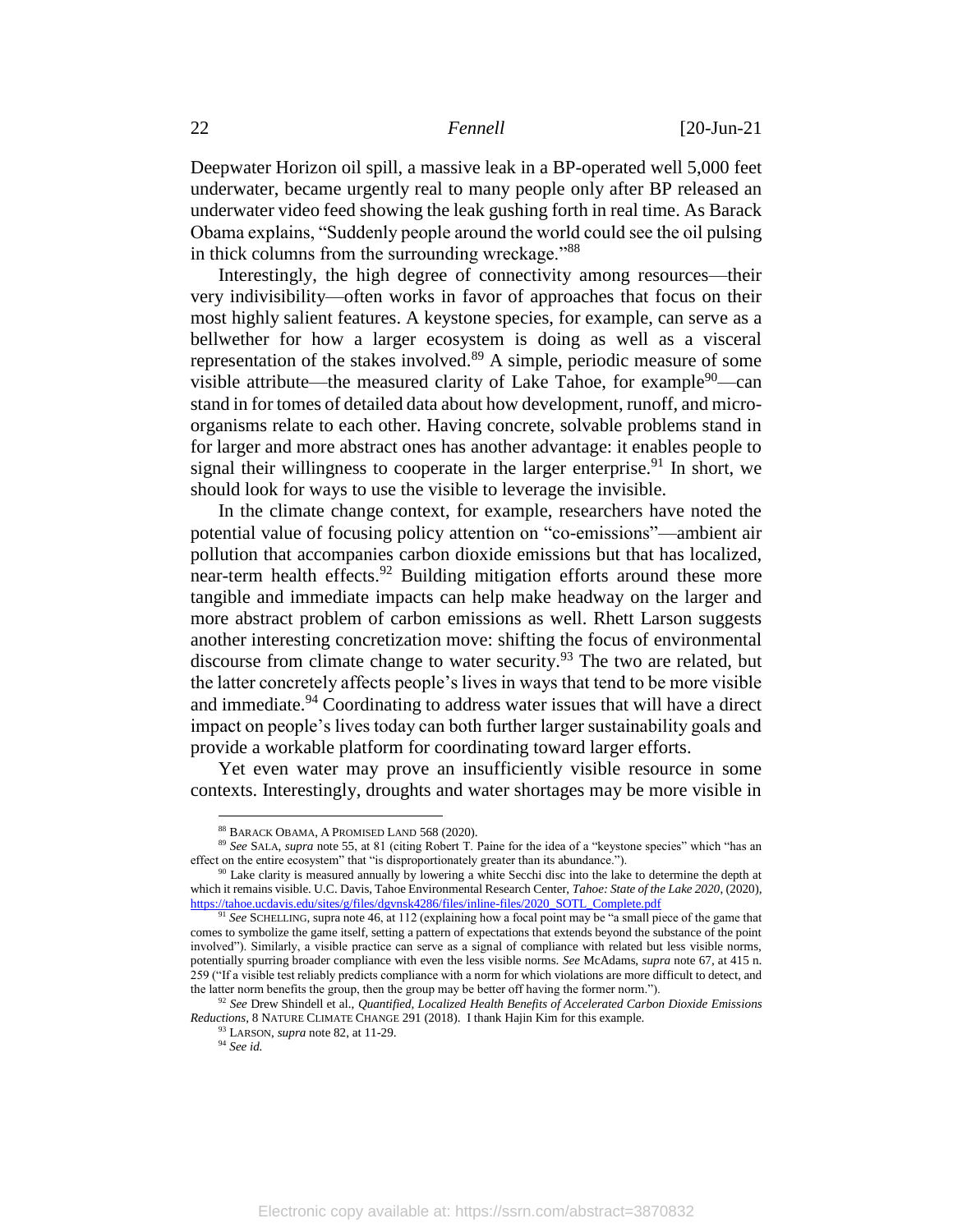Deepwater Horizon oil spill, a massive leak in a BP-operated well 5,000 feet underwater, became urgently real to many people only after BP released an underwater video feed showing the leak gushing forth in real time. As Barack Obama explains, "Suddenly people around the world could see the oil pulsing in thick columns from the surrounding wreckage."[88]

Interestingly, the high degree of connectivity among resources—their very indivisibility—often works in favor of approaches that focus on their most highly salient features. A keystone species, for example, can serve as a bellwether for how a larger ecosystem is doing as well as a visceral representation of the stakes involved.[89] A simple, periodic measure of some visible attribute—the measured clarity of Lake Tahoe, for example[90]—can stand in for tomes of detailed data about how development, runoff, and micro-organisms relate to each other. Having concrete, solvable problems stand in for larger and more abstract ones has another advantage: it enables people to signal their willingness to cooperate in the larger enterprise.[91] In short, we should look for ways to use the visible to leverage the invisible.

In the climate change context, for example, researchers have noted the potential value of focusing policy attention on "co-emissions"—ambient air pollution that accompanies carbon dioxide emissions but that has localized, near-term health effects.[92] Building mitigation efforts around these more tangible and immediate impacts can help make headway on the larger and more abstract problem of carbon emissions as well. Rhett Larson suggests another interesting concretization move: shifting the focus of environmental discourse from climate change to water security.[93] The two are related, but the latter concretely affects people's lives in ways that tend to be more visible and immediate.[94] Coordinating to address water issues that will have a direct impact on people's lives today can both further larger sustainability goals and provide a workable platform for coordinating toward larger efforts.

Yet even water may prove an insufficiently visible resource in some contexts. Interestingly, droughts and water shortages may be more visible in

---

[88] BARACK OBAMA, A PROMISED LAND 568 (2020).

[89] *See* SALA, *supra* note 55, at 81 (citing Robert T. Paine for the idea of a "keystone species" which "has an effect on the entire ecosystem" that "is disproportionately greater than its abundance.").

[90] Lake clarity is measured annually by lowering a white Secchi disc into the lake to determine the depth at which it remains visible. U.C. Davis, Tahoe Environmental Research Center, *Tahoe: State of the Lake 2020*, (2020), https://tahoe.ucdavis.edu/sites/g/files/dgvnsk4286/files/inline-files/2020_SOTL_Complete.pdf

[91] *See* SCHELLING, supra note 46, at 112 (explaining how a focal point may be "a small piece of the game that comes to symbolize the game itself, setting a pattern of expectations that extends beyond the substance of the point involved"). Similarly, a visible practice can serve as a signal of compliance with related but less visible norms, potentially spurring broader compliance with even the less visible norms. *See* McAdams, *supra* note 67, at 415 n. 259 ("If a visible test reliably predicts compliance with a norm for which violations are more difficult to detect, and the latter norm benefits the group, then the group may be better off having the former norm.").

[92] *See* Drew Shindell et al., *Quantified, Localized Health Benefits of Accelerated Carbon Dioxide Emissions Reductions*, 8 NATURE CLIMATE CHANGE 291 (2018). I thank Hajin Kim for this example.

[93] LARSON, *supra* note 82, at 11-29.

[94] *See id.*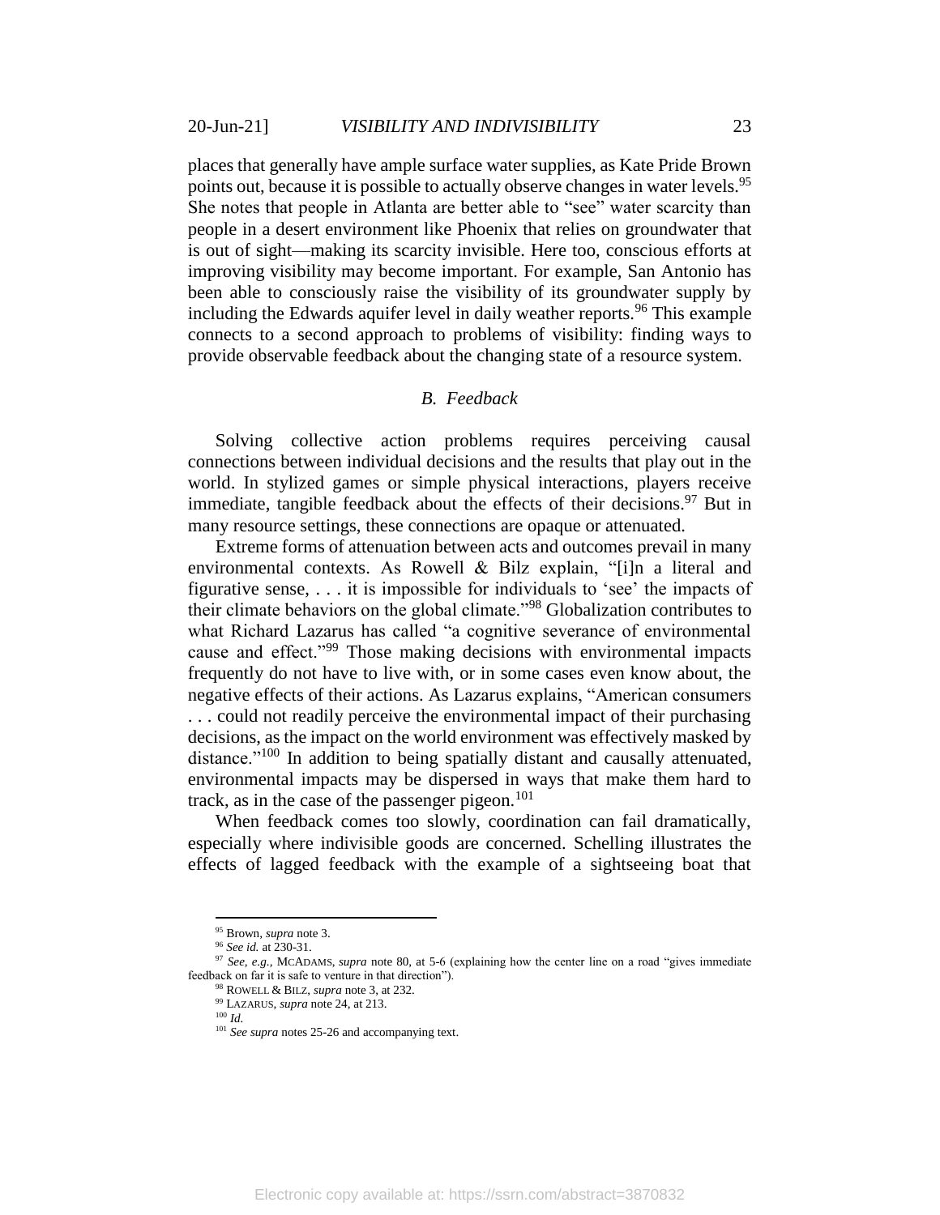places that generally have ample surface water supplies, as Kate Pride Brown points out, because it is possible to actually observe changes in water levels.[95] She notes that people in Atlanta are better able to "see" water scarcity than people in a desert environment like Phoenix that relies on groundwater that is out of sight—making its scarcity invisible. Here too, conscious efforts at improving visibility may become important. For example, San Antonio has been able to consciously raise the visibility of its groundwater supply by including the Edwards aquifer level in daily weather reports.[96] This example connects to a second approach to problems of visibility: finding ways to provide observable feedback about the changing state of a resource system.

### *B. Feedback*

Solving collective action problems requires perceiving causal connections between individual decisions and the results that play out in the world. In stylized games or simple physical interactions, players receive immediate, tangible feedback about the effects of their decisions.[97] But in many resource settings, these connections are opaque or attenuated.

Extreme forms of attenuation between acts and outcomes prevail in many environmental contexts. As Rowell & Bilz explain, "[i]n a literal and figurative sense, . . . it is impossible for individuals to 'see' the impacts of their climate behaviors on the global climate."[98] Globalization contributes to what Richard Lazarus has called "a cognitive severance of environmental cause and effect."[99] Those making decisions with environmental impacts frequently do not have to live with, or in some cases even know about, the negative effects of their actions. As Lazarus explains, "American consumers . . . could not readily perceive the environmental impact of their purchasing decisions, as the impact on the world environment was effectively masked by distance."[100] In addition to being spatially distant and causally attenuated, environmental impacts may be dispersed in ways that make them hard to track, as in the case of the passenger pigeon.[101]

When feedback comes too slowly, coordination can fail dramatically, especially where indivisible goods are concerned. Schelling illustrates the effects of lagged feedback with the example of a sightseeing boat that

---

[95] Brown, *supra* note 3.

[96] *See id.* at 230-31.

[97] *See, e.g.*, MCADAMS, *supra* note 80, at 5-6 (explaining how the center line on a road "gives immediate feedback on far it is safe to venture in that direction").

[98] ROWELL & BILZ, *supra* note 3, at 232.

[99] LAZARUS, *supra* note 24, at 213.

[100] *Id.*

[101] *See supra* notes 25-26 and accompanying text.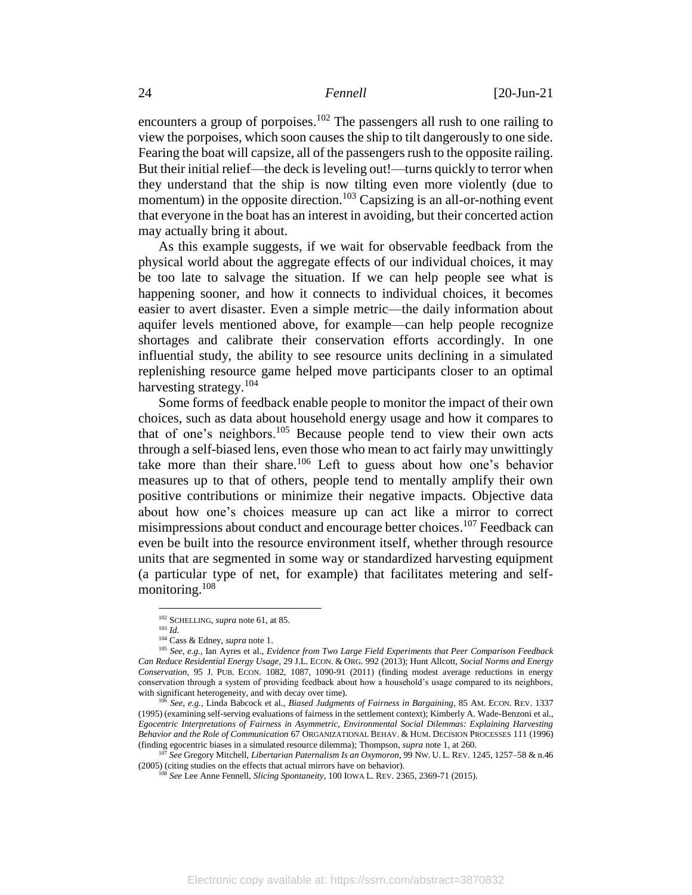encounters a group of porpoises.[102] The passengers all rush to one railing to view the porpoises, which soon causes the ship to tilt dangerously to one side. Fearing the boat will capsize, all of the passengers rush to the opposite railing. But their initial relief—the deck is leveling out!—turns quickly to terror when they understand that the ship is now tilting even more violently (due to momentum) in the opposite direction.[103] Capsizing is an all-or-nothing event that everyone in the boat has an interest in avoiding, but their concerted action may actually bring it about.

As this example suggests, if we wait for observable feedback from the physical world about the aggregate effects of our individual choices, it may be too late to salvage the situation. If we can help people see what is happening sooner, and how it connects to individual choices, it becomes easier to avert disaster. Even a simple metric—the daily information about aquifer levels mentioned above, for example—can help people recognize shortages and calibrate their conservation efforts accordingly. In one influential study, the ability to see resource units declining in a simulated replenishing resource game helped move participants closer to an optimal harvesting strategy.[104]

Some forms of feedback enable people to monitor the impact of their own choices, such as data about household energy usage and how it compares to that of one's neighbors.[105] Because people tend to view their own acts through a self-biased lens, even those who mean to act fairly may unwittingly take more than their share.[106] Left to guess about how one's behavior measures up to that of others, people tend to mentally amplify their own positive contributions or minimize their negative impacts. Objective data about how one's choices measure up can act like a mirror to correct misimpressions about conduct and encourage better choices.[107] Feedback can even be built into the resource environment itself, whether through resource units that are segmented in some way or standardized harvesting equipment (a particular type of net, for example) that facilitates metering and self-monitoring.[108]

---

[102] SCHELLING, *supra* note 61, at 85.

[103] *Id.*

[104] Cass & Edney, *supra* note 1.

[105] *See, e.g.*, Ian Ayres et al., *Evidence from Two Large Field Experiments that Peer Comparison Feedback Can Reduce Residential Energy Usage*, 29 J.L. ECON. & ORG. 992 (2013); Hunt Allcott, *Social Norms and Energy Conservation*, 95 J. PUB. ECON. 1082, 1087, 1090-91 (2011) (finding modest average reductions in energy conservation through a system of providing feedback about how a household's usage compared to its neighbors, with significant heterogeneity, and with decay over time).

[106] *See, e.g.*, Linda Babcock et al., *Biased Judgments of Fairness in Bargaining*, 85 AM. ECON. REV. 1337 (1995) (examining self-serving evaluations of fairness in the settlement context); Kimberly A. Wade-Benzoni et al., *Egocentric Interpretations of Fairness in Asymmetric, Environmental Social Dilemmas: Explaining Harvesting Behavior and the Role of Communication* 67 ORGANIZATIONAL BEHAV. & HUM. DECISION PROCESSES 111 (1996) (finding egocentric biases in a simulated resource dilemma); Thompson, *supra* note 1, at 260.

[107] *See* Gregory Mitchell, *Libertarian Paternalism Is an Oxymoron*, 99 NW. U. L. REV. 1245, 1257–58 & n.46 (2005) (citing studies on the effects that actual mirrors have on behavior).

[108] *See* Lee Anne Fennell, *Slicing Spontaneity*, 100 IOWA L. REV. 2365, 2369-71 (2015).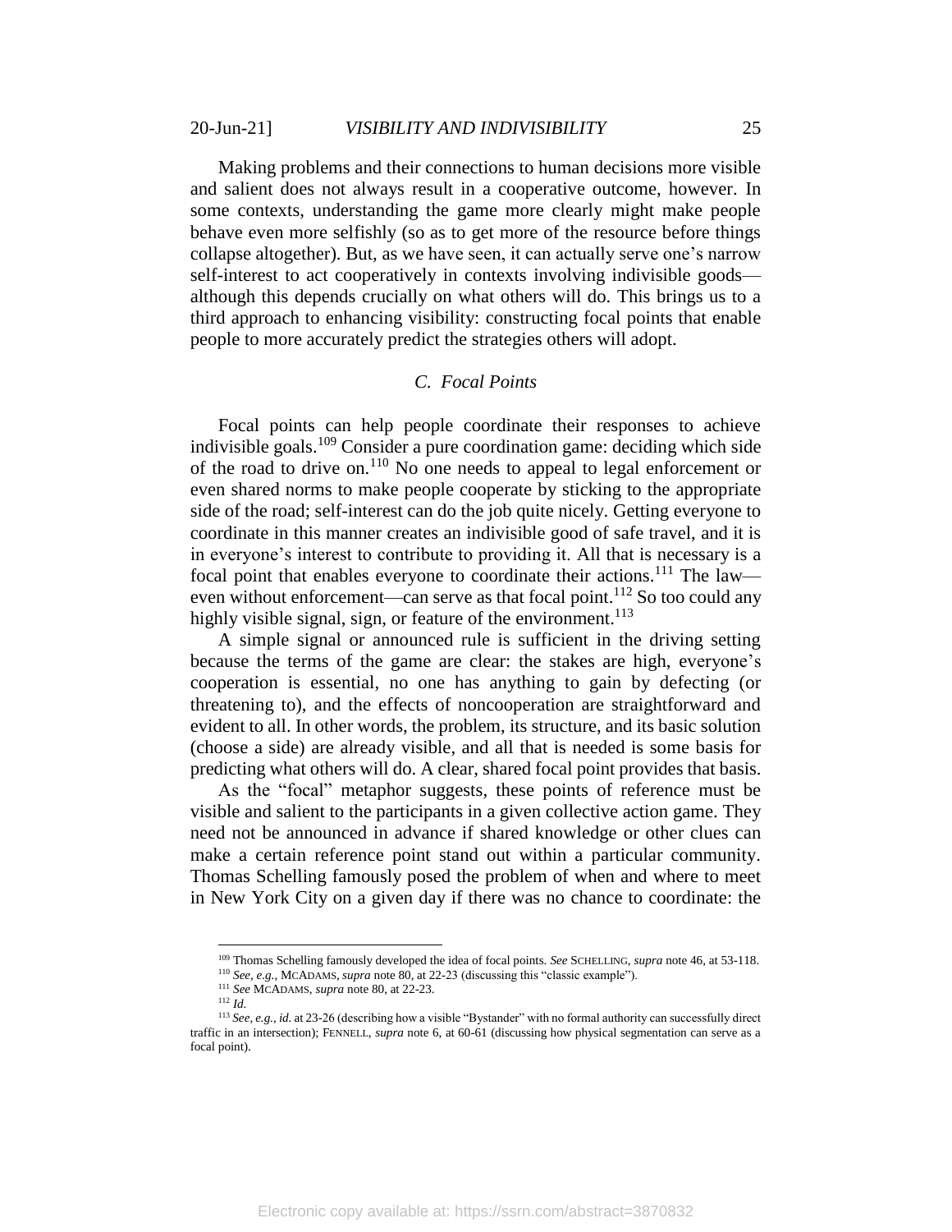Making problems and their connections to human decisions more visible and salient does not always result in a cooperative outcome, however. In some contexts, understanding the game more clearly might make people behave even more selfishly (so as to get more of the resource before things collapse altogether). But, as we have seen, it can actually serve one's narrow self-interest to act cooperatively in contexts involving indivisible goods—although this depends crucially on what others will do. This brings us to a third approach to enhancing visibility: constructing focal points that enable people to more accurately predict the strategies others will adopt.

### *C. Focal Points*

Focal points can help people coordinate their responses to achieve indivisible goals.[109] Consider a pure coordination game: deciding which side of the road to drive on.[110] No one needs to appeal to legal enforcement or even shared norms to make people cooperate by sticking to the appropriate side of the road; self-interest can do the job quite nicely. Getting everyone to coordinate in this manner creates an indivisible good of safe travel, and it is in everyone's interest to contribute to providing it. All that is necessary is a focal point that enables everyone to coordinate their actions.[111] The law—even without enforcement—can serve as that focal point.[112] So too could any highly visible signal, sign, or feature of the environment.[113]

A simple signal or announced rule is sufficient in the driving setting because the terms of the game are clear: the stakes are high, everyone's cooperation is essential, no one has anything to gain by defecting (or threatening to), and the effects of noncooperation are straightforward and evident to all. In other words, the problem, its structure, and its basic solution (choose a side) are already visible, and all that is needed is some basis for predicting what others will do. A clear, shared focal point provides that basis.

As the "focal" metaphor suggests, these points of reference must be visible and salient to the participants in a given collective action game. They need not be announced in advance if shared knowledge or other clues can make a certain reference point stand out within a particular community. Thomas Schelling famously posed the problem of when and where to meet in New York City on a given day if there was no chance to coordinate: the

---

[109] Thomas Schelling famously developed the idea of focal points. *See* SCHELLING, *supra* note 46, at 53-118.

[110] *See, e.g.*, MCADAMS, *supra* note 80, at 22-23 (discussing this "classic example").

[111] *See* MCADAMS, *supra* note 80, at 22-23.

[112] *Id.*

[113] *See, e.g.*, *id.* at 23-26 (describing how a visible "Bystander" with no formal authority can successfully direct traffic in an intersection); FENNELL, *supra* note 6, at 60-61 (discussing how physical segmentation can serve as a focal point).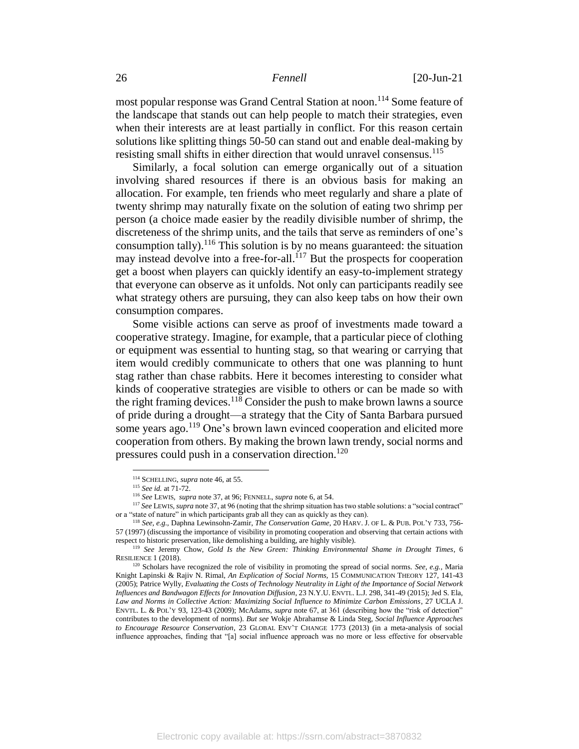most popular response was Grand Central Station at noon.[114] Some feature of the landscape that stands out can help people to match their strategies, even when their interests are at least partially in conflict. For this reason certain solutions like splitting things 50-50 can stand out and enable deal-making by resisting small shifts in either direction that would unravel consensus.[115]

Similarly, a focal solution can emerge organically out of a situation involving shared resources if there is an obvious basis for making an allocation. For example, ten friends who meet regularly and share a plate of twenty shrimp may naturally fixate on the solution of eating two shrimp per person (a choice made easier by the readily divisible number of shrimp, the discreteness of the shrimp units, and the tails that serve as reminders of one's consumption tally).[116] This solution is by no means guaranteed: the situation may instead devolve into a free-for-all.[117] But the prospects for cooperation get a boost when players can quickly identify an easy-to-implement strategy that everyone can observe as it unfolds. Not only can participants readily see what strategy others are pursuing, they can also keep tabs on how their own consumption compares.

Some visible actions can serve as proof of investments made toward a cooperative strategy. Imagine, for example, that a particular piece of clothing or equipment was essential to hunting stag, so that wearing or carrying that item would credibly communicate to others that one was planning to hunt stag rather than chase rabbits. Here it becomes interesting to consider what kinds of cooperative strategies are visible to others or can be made so with the right framing devices.[118] Consider the push to make brown lawns a source of pride during a drought—a strategy that the City of Santa Barbara pursued some years ago.[119] One's brown lawn evinced cooperation and elicited more cooperation from others. By making the brown lawn trendy, social norms and pressures could push in a conservation direction.[120]

---

[114] SCHELLING, *supra* note 46, at 55.

[115] *See id.* at 71-72.

[116] *See* LEWIS, *supra* note 37, at 96; FENNELL, *supra* note 6, at 54.

[117] *See* LEWIS, *supra* note 37, at 96 (noting that the shrimp situation has two stable solutions: a "social contract" or a "state of nature" in which participants grab all they can as quickly as they can).

[118] *See, e.g.*, Daphna Lewinsohn-Zamir, *The Conservation Game*, 20 HARV. J. OF L. & PUB. POL'Y 733, 756-57 (1997) (discussing the importance of visibility in promoting cooperation and observing that certain actions with respect to historic preservation, like demolishing a building, are highly visible).

[119] *See* Jeremy Chow, *Gold Is the New Green: Thinking Environmental Shame in Drought Times*, 6 RESILIENCE 1 (2018).

[120] Scholars have recognized the role of visibility in promoting the spread of social norms. *See, e.g.*, Maria Knight Lapinski & Rajiv N. Rimal, *An Explication of Social Norms*, 15 COMMUNICATION THEORY 127, 141-43 (2005); Patrice Wylly, *Evaluating the Costs of Technology Neutrality in Light of the Importance of Social Network Influences and Bandwagon Effects for Innovation Diffusion*, 23 N.Y.U. ENVTL. L.J. 298, 341-49 (2015); Jed S. Ela, *Law and Norms in Collective Action: Maximizing Social Influence to Minimize Carbon Emissions*, 27 UCLA J. ENVTL. L. & POL'Y 93, 123-43 (2009); McAdams, *supra* note 67, at 361 (describing how the "risk of detection" contributes to the development of norms). *But see* Wokje Abrahamse & Linda Steg, *Social Influence Approaches to Encourage Resource Conservation*, 23 GLOBAL ENV'T CHANGE 1773 (2013) (in a meta-analysis of social influence approaches, finding that "[a] social influence approach was no more or less effective for observable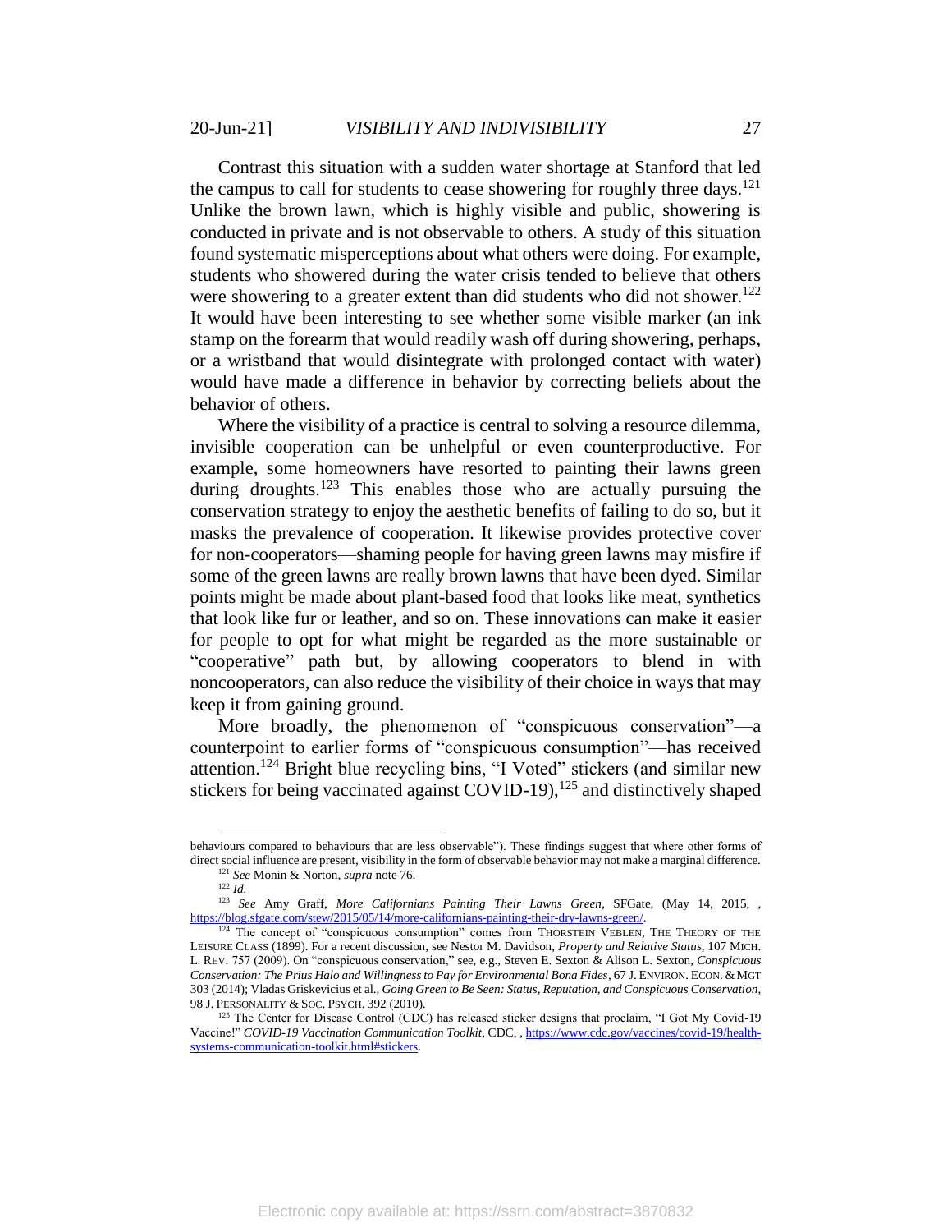Contrast this situation with a sudden water shortage at Stanford that led the campus to call for students to cease showering for roughly three days.[121] Unlike the brown lawn, which is highly visible and public, showering is conducted in private and is not observable to others. A study of this situation found systematic misperceptions about what others were doing. For example, students who showered during the water crisis tended to believe that others were showering to a greater extent than did students who did not shower.[122] It would have been interesting to see whether some visible marker (an ink stamp on the forearm that would readily wash off during showering, perhaps, or a wristband that would disintegrate with prolonged contact with water) would have made a difference in behavior by correcting beliefs about the behavior of others.

Where the visibility of a practice is central to solving a resource dilemma, invisible cooperation can be unhelpful or even counterproductive. For example, some homeowners have resorted to painting their lawns green during droughts.[123] This enables those who are actually pursuing the conservation strategy to enjoy the aesthetic benefits of failing to do so, but it masks the prevalence of cooperation. It likewise provides protective cover for non-cooperators—shaming people for having green lawns may misfire if some of the green lawns are really brown lawns that have been dyed. Similar points might be made about plant-based food that looks like meat, synthetics that look like fur or leather, and so on. These innovations can make it easier for people to opt for what might be regarded as the more sustainable or "cooperative" path but, by allowing cooperators to blend in with noncooperators, can also reduce the visibility of their choice in ways that may keep it from gaining ground.

More broadly, the phenomenon of "conspicuous conservation"—a counterpoint to earlier forms of "conspicuous consumption"—has received attention.[124] Bright blue recycling bins, "I Voted" stickers (and similar new stickers for being vaccinated against COVID-19),[125] and distinctively shaped

---

behaviours compared to behaviours that are less observable"). These findings suggest that where other forms of direct social influence are present, visibility in the form of observable behavior may not make a marginal difference.

[121] *See* Monin & Norton, *supra* note 76.

[122] *Id.*

[123] *See* Amy Graff, *More Californians Painting Their Lawns Green*, SFGate, (May 14, 2015, , https://blog.sfgate.com/stew/2015/05/14/more-californians-painting-their-dry-lawns-green/.

[124] The concept of "conspicuous consumption" comes from THORSTEIN VEBLEN, THE THEORY OF THE LEISURE CLASS (1899). For a recent discussion, see Nestor M. Davidson, *Property and Relative Status*, 107 MICH. L. REV. 757 (2009). On "conspicuous conservation," see, e.g., Steven E. Sexton & Alison L. Sexton, *Conspicuous Conservation: The Prius Halo and Willingness to Pay for Environmental Bona Fides*, 67 J. ENVIRON. ECON. & MGT 303 (2014); Vladas Griskevicius et al., *Going Green to Be Seen: Status, Reputation, and Conspicuous Conservation*, 98 J. PERSONALITY & SOC. PSYCH. 392 (2010).

[125] The Center for Disease Control (CDC) has released sticker designs that proclaim, "I Got My Covid-19 Vaccine!" *COVID-19 Vaccination Communication Toolkit*, CDC, , https://www.cdc.gov/vaccines/covid-19/health-systems-communication-toolkit.html#stickers.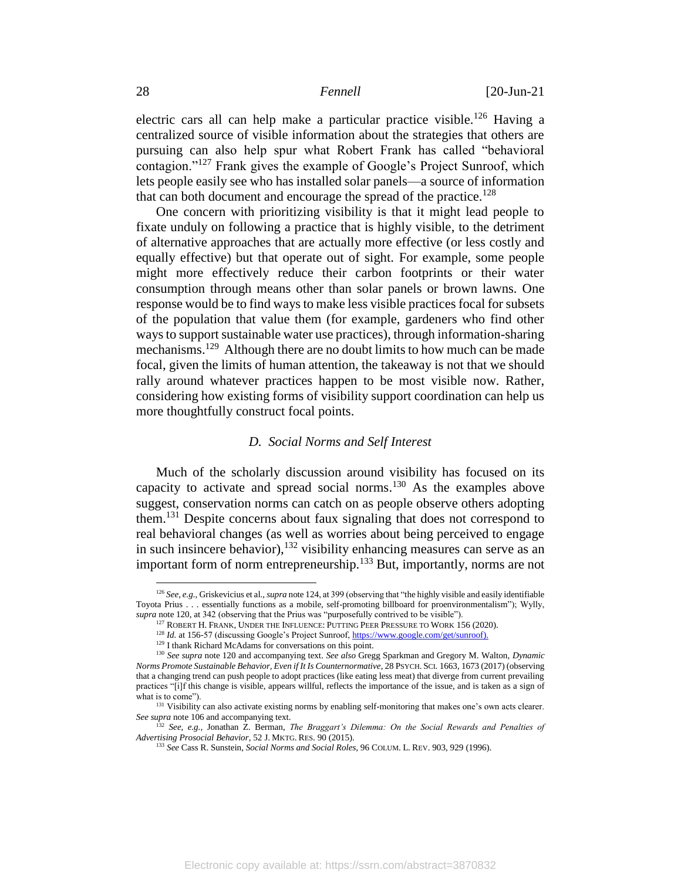electric cars all can help make a particular practice visible.[126] Having a centralized source of visible information about the strategies that others are pursuing can also help spur what Robert Frank has called "behavioral contagion."[127] Frank gives the example of Google's Project Sunroof, which lets people easily see who has installed solar panels—a source of information that can both document and encourage the spread of the practice.[128]

One concern with prioritizing visibility is that it might lead people to fixate unduly on following a practice that is highly visible, to the detriment of alternative approaches that are actually more effective (or less costly and equally effective) but that operate out of sight. For example, some people might more effectively reduce their carbon footprints or their water consumption through means other than solar panels or brown lawns. One response would be to find ways to make less visible practices focal for subsets of the population that value them (for example, gardeners who find other ways to support sustainable water use practices), through information-sharing mechanisms.[129] Although there are no doubt limits to how much can be made focal, given the limits of human attention, the takeaway is not that we should rally around whatever practices happen to be most visible now. Rather, considering how existing forms of visibility support coordination can help us more thoughtfully construct focal points.

### *D. Social Norms and Self Interest*

Much of the scholarly discussion around visibility has focused on its capacity to activate and spread social norms.[130] As the examples above suggest, conservation norms can catch on as people observe others adopting them.[131] Despite concerns about faux signaling that does not correspond to real behavioral changes (as well as worries about being perceived to engage in such insincere behavior),[132] visibility enhancing measures can serve as an important form of norm entrepreneurship.[133] But, importantly, norms are not

---

[126] *See, e.g.*, Griskevicius et al., *supra* note 124, at 399 (observing that "the highly visible and easily identifiable Toyota Prius . . . essentially functions as a mobile, self-promoting billboard for proenvironmentalism"); Wylly, *supra* note 120, at 342 (observing that the Prius was "purposefully contrived to be visible").

[127] ROBERT H. FRANK, UNDER THE INFLUENCE: PUTTING PEER PRESSURE TO WORK 156 (2020).

[128] *Id.* at 156-57 (discussing Google's Project Sunroof, https://www.google.com/get/sunroof).

[129] I thank Richard McAdams for conversations on this point.

[130] *See supra* note 120 and accompanying text. *See also* Gregg Sparkman and Gregory M. Walton, *Dynamic Norms Promote Sustainable Behavior, Even if It Is Counternormative*, 28 PSYCH. SCI. 1663, 1673 (2017) (observing that a changing trend can push people to adopt practices (like eating less meat) that diverge from current prevailing practices "[i]f this change is visible, appears willful, reflects the importance of the issue, and is taken as a sign of what is to come").

[131] Visibility can also activate existing norms by enabling self-monitoring that makes one's own acts clearer. *See supra* note 106 and accompanying text.

[132] *See, e.g.*, Jonathan Z. Berman, *The Braggart's Dilemma: On the Social Rewards and Penalties of Advertising Prosocial Behavior*, 52 J. MKTG. RES. 90 (2015).

[133] *See* Cass R. Sunstein, *Social Norms and Social Roles*, 96 COLUM. L. REV. 903, 929 (1996).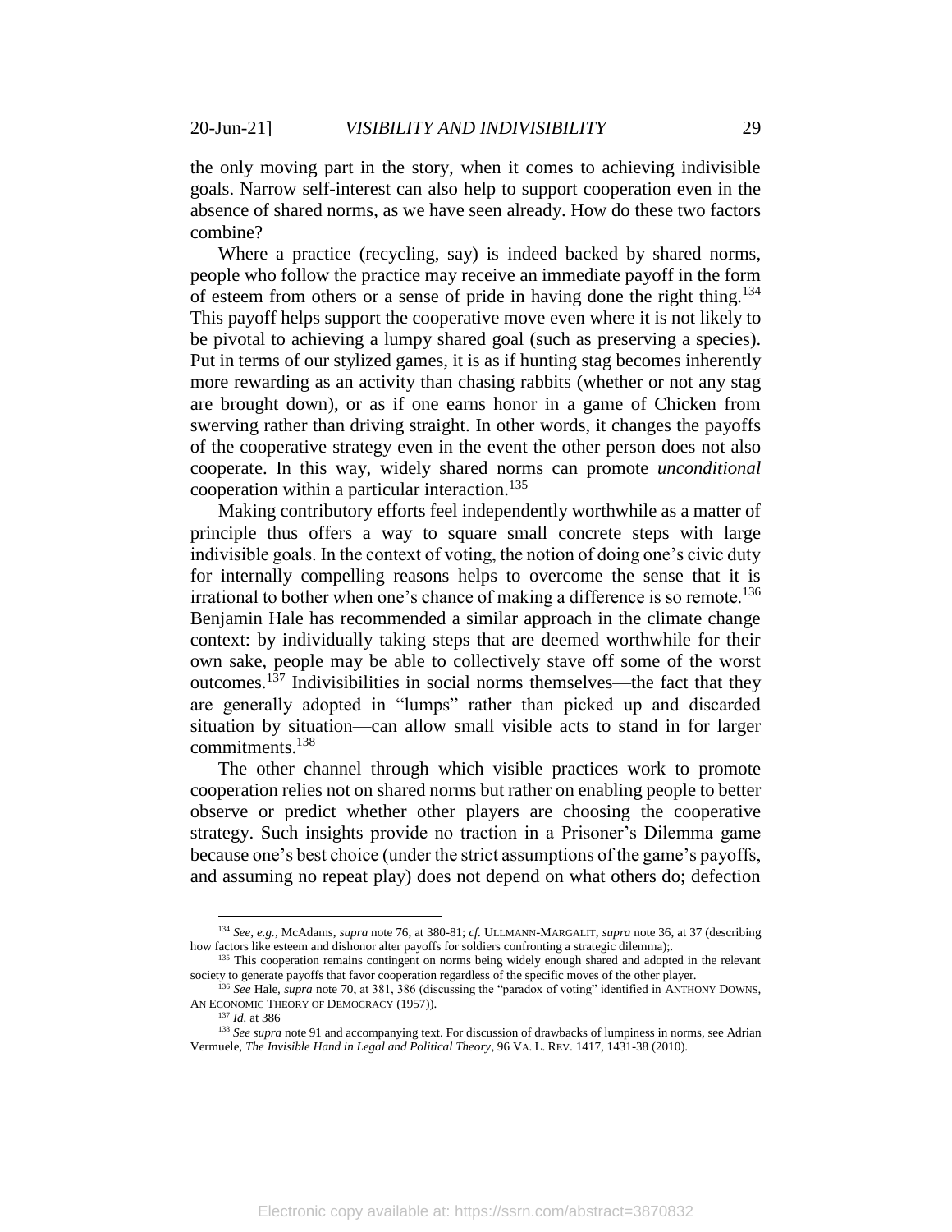the only moving part in the story, when it comes to achieving indivisible goals. Narrow self-interest can also help to support cooperation even in the absence of shared norms, as we have seen already. How do these two factors combine?

Where a practice (recycling, say) is indeed backed by shared norms, people who follow the practice may receive an immediate payoff in the form of esteem from others or a sense of pride in having done the right thing.[134] This payoff helps support the cooperative move even where it is not likely to be pivotal to achieving a lumpy shared goal (such as preserving a species). Put in terms of our stylized games, it is as if hunting stag becomes inherently more rewarding as an activity than chasing rabbits (whether or not any stag are brought down), or as if one earns honor in a game of Chicken from swerving rather than driving straight. In other words, it changes the payoffs of the cooperative strategy even in the event the other person does not also cooperate. In this way, widely shared norms can promote *unconditional* cooperation within a particular interaction.[135]

Making contributory efforts feel independently worthwhile as a matter of principle thus offers a way to square small concrete steps with large indivisible goals. In the context of voting, the notion of doing one's civic duty for internally compelling reasons helps to overcome the sense that it is irrational to bother when one's chance of making a difference is so remote.[136] Benjamin Hale has recommended a similar approach in the climate change context: by individually taking steps that are deemed worthwhile for their own sake, people may be able to collectively stave off some of the worst outcomes.[137] Indivisibilities in social norms themselves—the fact that they are generally adopted in "lumps" rather than picked up and discarded situation by situation—can allow small visible acts to stand in for larger commitments.[138]

The other channel through which visible practices work to promote cooperation relies not on shared norms but rather on enabling people to better observe or predict whether other players are choosing the cooperative strategy. Such insights provide no traction in a Prisoner's Dilemma game because one's best choice (under the strict assumptions of the game's payoffs, and assuming no repeat play) does not depend on what others do; defection

---

[134] *See, e.g.*, McAdams, *supra* note 76, at 380-81; *cf.* ULLMANN-MARGALIT, *supra* note 36, at 37 (describing how factors like esteem and dishonor alter payoffs for soldiers confronting a strategic dilemma);.

[135] This cooperation remains contingent on norms being widely enough shared and adopted in the relevant society to generate payoffs that favor cooperation regardless of the specific moves of the other player.

[136] *See* Hale, *supra* note 70, at 381, 386 (discussing the "paradox of voting" identified in ANTHONY DOWNS, AN ECONOMIC THEORY OF DEMOCRACY (1957)).

[137] *Id.* at 386

[138] *See supra* note 91 and accompanying text. For discussion of drawbacks of lumpiness in norms, see Adrian Vermuele, *The Invisible Hand in Legal and Political Theory*, 96 VA. L. REV. 1417, 1431-38 (2010).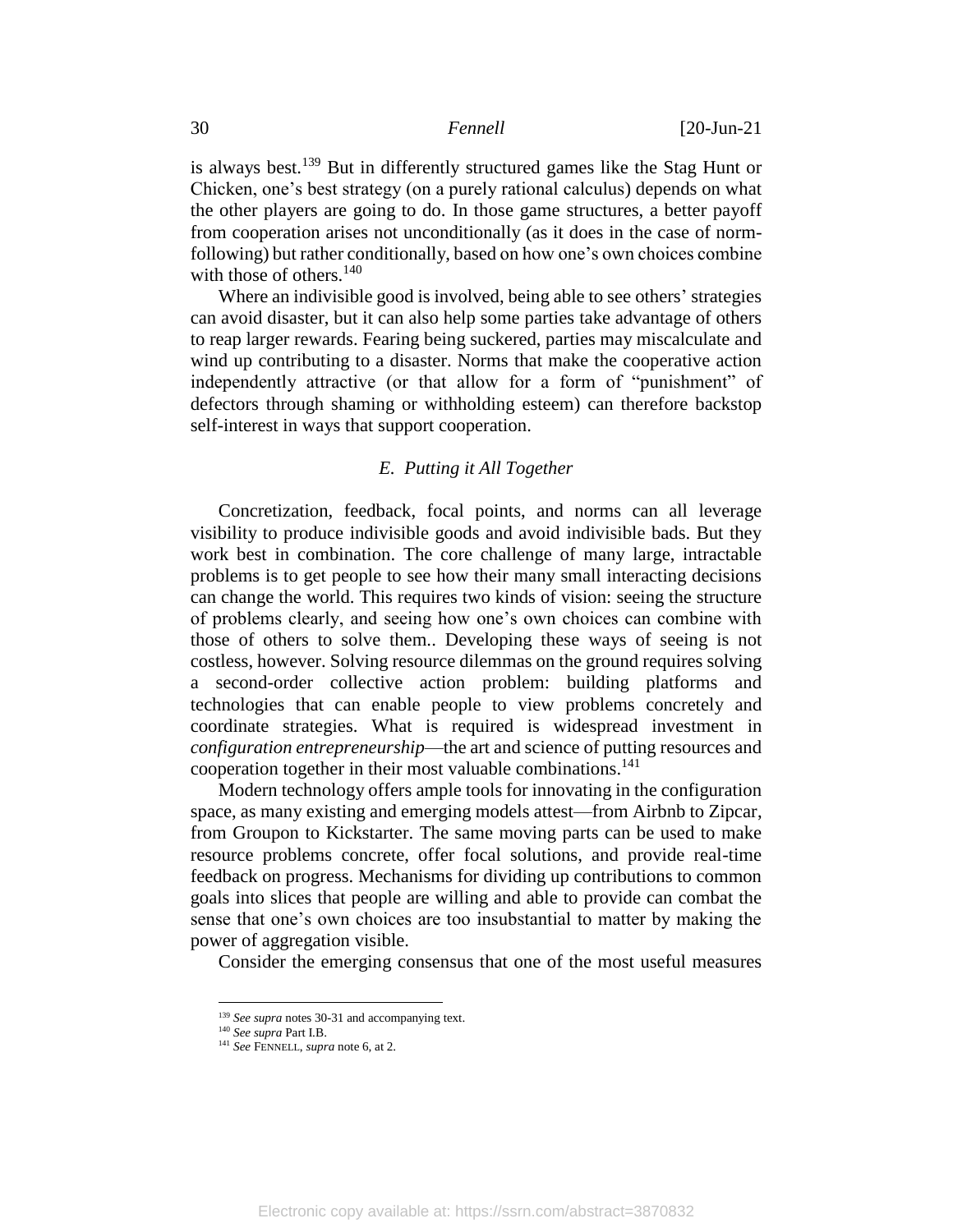is always best.[139] But in differently structured games like the Stag Hunt or Chicken, one's best strategy (on a purely rational calculus) depends on what the other players are going to do. In those game structures, a better payoff from cooperation arises not unconditionally (as it does in the case of norm-following) but rather conditionally, based on how one's own choices combine with those of others.[140]

Where an indivisible good is involved, being able to see others' strategies can avoid disaster, but it can also help some parties take advantage of others to reap larger rewards. Fearing being suckered, parties may miscalculate and wind up contributing to a disaster. Norms that make the cooperative action independently attractive (or that allow for a form of "punishment" of defectors through shaming or withholding esteem) can therefore backstop self-interest in ways that support cooperation.

### *E. Putting it All Together*

Concretization, feedback, focal points, and norms can all leverage visibility to produce indivisible goods and avoid indivisible bads. But they work best in combination. The core challenge of many large, intractable problems is to get people to see how their many small interacting decisions can change the world. This requires two kinds of vision: seeing the structure of problems clearly, and seeing how one's own choices can combine with those of others to solve them.. Developing these ways of seeing is not costless, however. Solving resource dilemmas on the ground requires solving a second-order collective action problem: building platforms and technologies that can enable people to view problems concretely and coordinate strategies. What is required is widespread investment in *configuration entrepreneurship*—the art and science of putting resources and cooperation together in their most valuable combinations.[141]

Modern technology offers ample tools for innovating in the configuration space, as many existing and emerging models attest—from Airbnb to Zipcar, from Groupon to Kickstarter. The same moving parts can be used to make resource problems concrete, offer focal solutions, and provide real-time feedback on progress. Mechanisms for dividing up contributions to common goals into slices that people are willing and able to provide can combat the sense that one's own choices are too insubstantial to matter by making the power of aggregation visible.

Consider the emerging consensus that one of the most useful measures

---

[139] *See supra* notes 30-31 and accompanying text.

[140] *See supra* Part I.B.

[141] *See* FENNELL, *supra* note 6, at 2.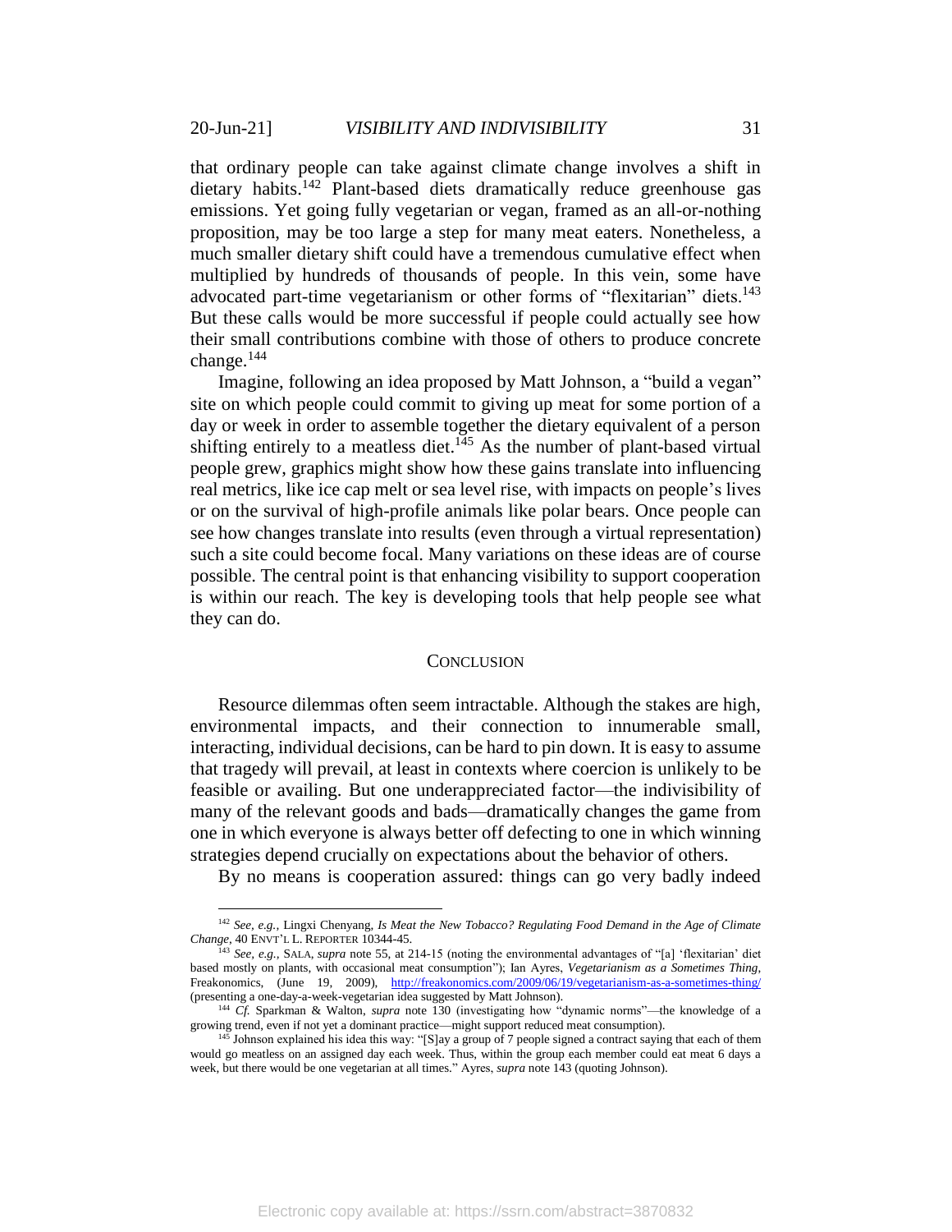that ordinary people can take against climate change involves a shift in dietary habits.[142] Plant-based diets dramatically reduce greenhouse gas emissions. Yet going fully vegetarian or vegan, framed as an all-or-nothing proposition, may be too large a step for many meat eaters. Nonetheless, a much smaller dietary shift could have a tremendous cumulative effect when multiplied by hundreds of thousands of people. In this vein, some have advocated part-time vegetarianism or other forms of "flexitarian" diets.[143] But these calls would be more successful if people could actually see how their small contributions combine with those of others to produce concrete change.[144]

Imagine, following an idea proposed by Matt Johnson, a "build a vegan" site on which people could commit to giving up meat for some portion of a day or week in order to assemble together the dietary equivalent of a person shifting entirely to a meatless diet.[145] As the number of plant-based virtual people grew, graphics might show how these gains translate into influencing real metrics, like ice cap melt or sea level rise, with impacts on people's lives or on the survival of high-profile animals like polar bears. Once people can see how changes translate into results (even through a virtual representation) such a site could become focal. Many variations on these ideas are of course possible. The central point is that enhancing visibility to support cooperation is within our reach. The key is developing tools that help people see what they can do.

## CONCLUSION

Resource dilemmas often seem intractable. Although the stakes are high, environmental impacts, and their connection to innumerable small, interacting, individual decisions, can be hard to pin down. It is easy to assume that tragedy will prevail, at least in contexts where coercion is unlikely to be feasible or availing. But one underappreciated factor—the indivisibility of many of the relevant goods and bads—dramatically changes the game from one in which everyone is always better off defecting to one in which winning strategies depend crucially on expectations about the behavior of others.

By no means is cooperation assured: things can go very badly indeed

---

[142] *See, e.g.*, Lingxi Chenyang, *Is Meat the New Tobacco? Regulating Food Demand in the Age of Climate Change*, 40 ENVT'L L. REPORTER 10344-45.

[143] *See, e.g.*, SALA, *supra* note 55, at 214-15 (noting the environmental advantages of "[a] 'flexitarian' diet based mostly on plants, with occasional meat consumption"); Ian Ayres, *Vegetarianism as a Sometimes Thing*, Freakonomics, (June 19, 2009), http://freakonomics.com/2009/06/19/vegetarianism-as-a-sometimes-thing/ (presenting a one-day-a-week-vegetarian idea suggested by Matt Johnson).

[144] *Cf.* Sparkman & Walton, *supra* note 130 (investigating how "dynamic norms"—the knowledge of a growing trend, even if not yet a dominant practice—might support reduced meat consumption).

[145] Johnson explained his idea this way: "[S]ay a group of 7 people signed a contract saying that each of them would go meatless on an assigned day each week. Thus, within the group each member could eat meat 6 days a week, but there would be one vegetarian at all times." Ayres, *supra* note 143 (quoting Johnson).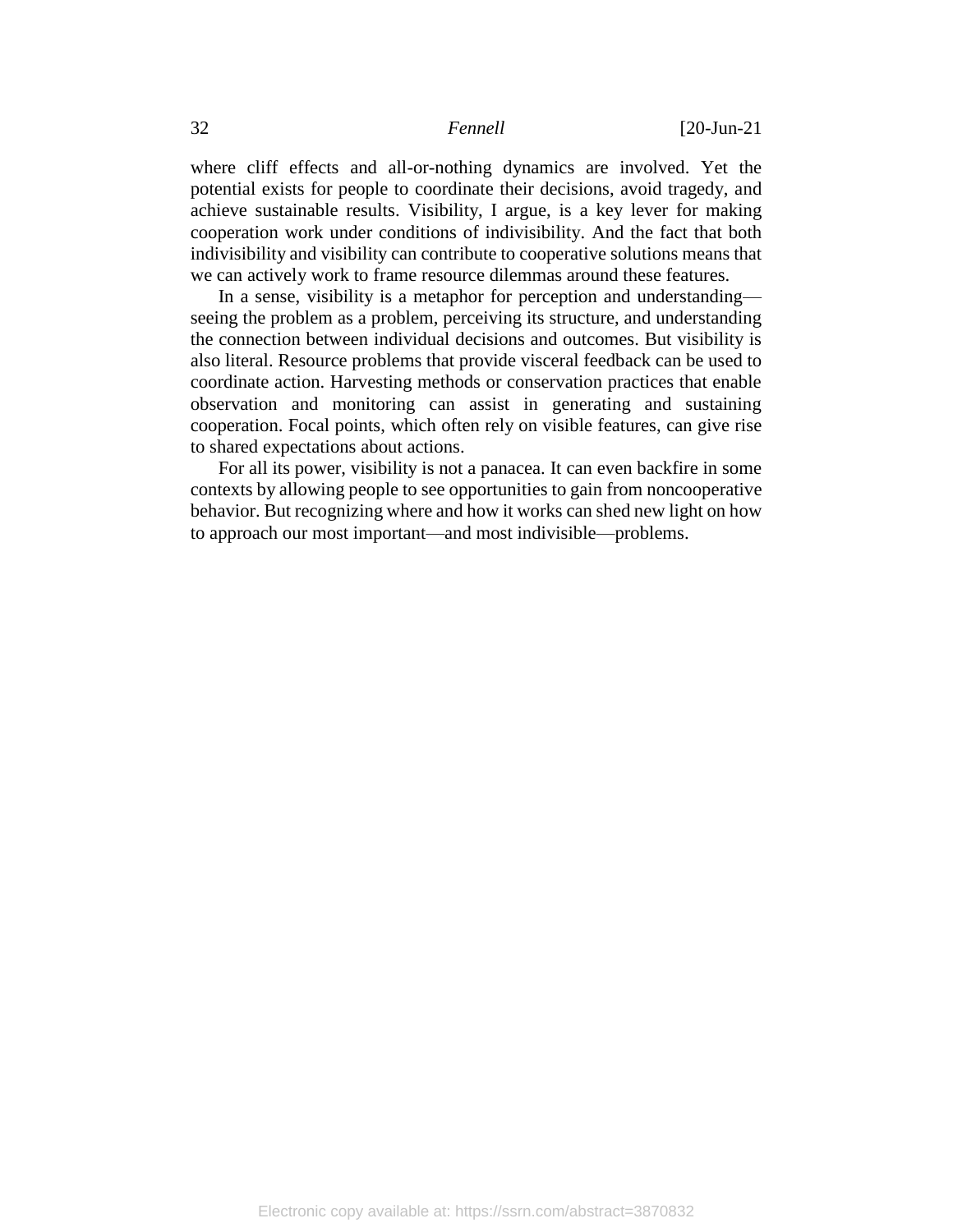where cliff effects and all-or-nothing dynamics are involved. Yet the potential exists for people to coordinate their decisions, avoid tragedy, and achieve sustainable results. Visibility, I argue, is a key lever for making cooperation work under conditions of indivisibility. And the fact that both indivisibility and visibility can contribute to cooperative solutions means that we can actively work to frame resource dilemmas around these features.

In a sense, visibility is a metaphor for perception and understanding—seeing the problem as a problem, perceiving its structure, and understanding the connection between individual decisions and outcomes. But visibility is also literal. Resource problems that provide visceral feedback can be used to coordinate action. Harvesting methods or conservation practices that enable observation and monitoring can assist in generating and sustaining cooperation. Focal points, which often rely on visible features, can give rise to shared expectations about actions.

For all its power, visibility is not a panacea. It can even backfire in some contexts by allowing people to see opportunities to gain from noncooperative behavior. But recognizing where and how it works can shed new light on how to approach our most important—and most indivisible—problems.